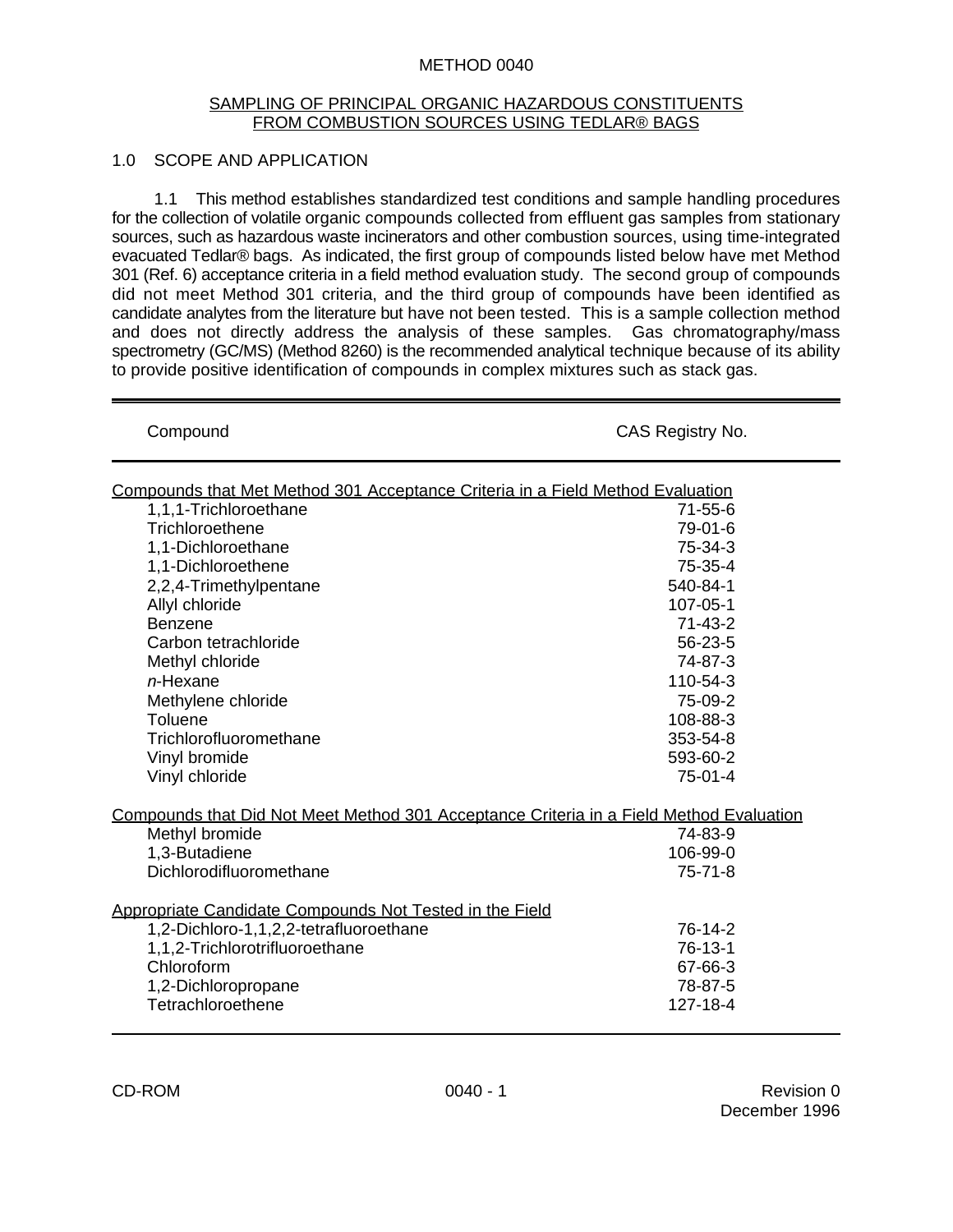# METHOD 0040

## SAMPLING OF PRINCIPAL ORGANIC HAZARDOUS CONSTITUENTS FROM COMBUSTION SOURCES USING TEDLAR® BAGS

### 1.0 SCOPE AND APPLICATION

1.1 This method establishes standardized test conditions and sample handling procedures for the collection of volatile organic compounds collected from effluent gas samples from stationary sources, such as hazardous waste incinerators and other combustion sources, using time-integrated evacuated Tedlar® bags. As indicated, the first group of compounds listed below have met Method 301 (Ref. 6) acceptance criteria in a field method evaluation study. The second group of compounds did not meet Method 301 criteria, and the third group of compounds have been identified as candidate analytes from the literature but have not been tested. This is a sample collection method and does not directly address the analysis of these samples. Gas chromatography/mass spectrometry (GC/MS) (Method 8260) is the recommended analytical technique because of its ability to provide positive identification of compounds in complex mixtures such as stack gas.

| Compound | CAS Registry No. |
|---|---|
| Compounds that Met Method 301 Acceptance Criteria in a Field Method Evaluation | |
| 1,1,1-Trichloroethane | 71-55-6 |
| Trichloroethene | 79-01-6 |
| 1,1-Dichloroethane | 75-34-3 |
| 1,1-Dichloroethene | 75-35-4 |
| 2,2,4-Trimethylpentane | 540-84-1 |
| Allyl chloride | 107-05-1 |
| Benzene | 71-43-2 |
| Carbon tetrachloride | 56-23-5 |
| Methyl chloride | 74-87-3 |
| *n*-Hexane | 110-54-3 |
| Methylene chloride | 75-09-2 |
| Toluene | 108-88-3 |
| Trichlorofluoromethane | 353-54-8 |
| Vinyl bromide | 593-60-2 |
| Vinyl chloride | 75-01-4 |
| Compounds that Did Not Meet Method 301 Acceptance Criteria in a Field Method Evaluation | |
| Methyl bromide | 74-83-9 |
| 1,3-Butadiene | 106-99-0 |
| Dichlorodifluoromethane | 75-71-8 |
| Appropriate Candidate Compounds Not Tested in the Field | |
| 1,2-Dichloro-1,1,2,2-tetrafluoroethane | 76-14-2 |
| 1,1,2-Trichlorotrifluoroethane | 76-13-1 |
| Chloroform | 67-66-3 |
| 1,2-Dichloropropane | 78-87-5 |
| Tetrachloroethene | 127-18-4 |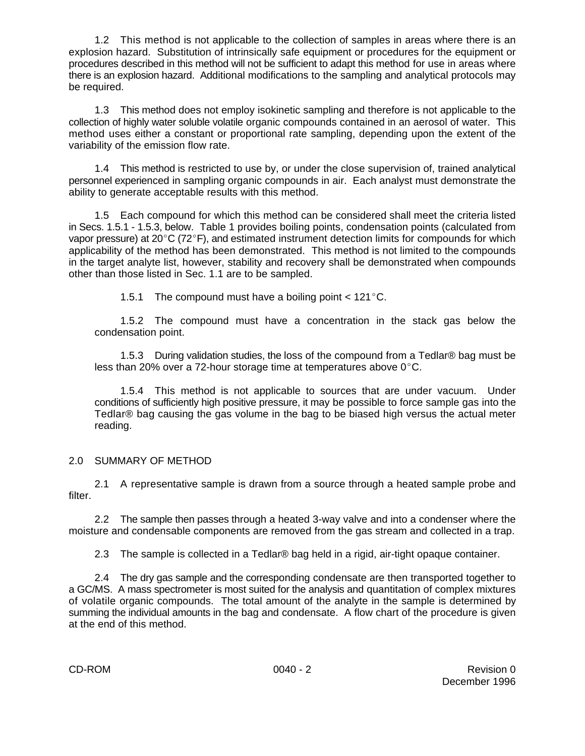1.2 This method is not applicable to the collection of samples in areas where there is an explosion hazard. Substitution of intrinsically safe equipment or procedures for the equipment or procedures described in this method will not be sufficient to adapt this method for use in areas where there is an explosion hazard. Additional modifications to the sampling and analytical protocols may be required.

1.3 This method does not employ isokinetic sampling and therefore is not applicable to the collection of highly water soluble volatile organic compounds contained in an aerosol of water. This method uses either a constant or proportional rate sampling, depending upon the extent of the variability of the emission flow rate.

1.4 This method is restricted to use by, or under the close supervision of, trained analytical personnel experienced in sampling organic compounds in air. Each analyst must demonstrate the ability to generate acceptable results with this method.

1.5 Each compound for which this method can be considered shall meet the criteria listed in Secs. 1.5.1 - 1.5.3, below. Table 1 provides boiling points, condensation points (calculated from vapor pressure) at 20°C (72°F), and estimated instrument detection limits for compounds for which applicability of the method has been demonstrated. This method is not limited to the compounds in the target analyte list, however, stability and recovery shall be demonstrated when compounds other than those listed in Sec. 1.1 are to be sampled.

1.5.1 The compound must have a boiling point < 121°C.

1.5.2 The compound must have a concentration in the stack gas below the condensation point.

1.5.3 During validation studies, the loss of the compound from a Tedlar® bag must be less than 20% over a 72-hour storage time at temperatures above 0°C.

1.5.4 This method is not applicable to sources that are under vacuum. Under conditions of sufficiently high positive pressure, it may be possible to force sample gas into the Tedlar® bag causing the gas volume in the bag to be biased high versus the actual meter reading.

## 2.0 SUMMARY OF METHOD

2.1 A representative sample is drawn from a source through a heated sample probe and filter.

2.2 The sample then passes through a heated 3-way valve and into a condenser where the moisture and condensable components are removed from the gas stream and collected in a trap.

2.3 The sample is collected in a Tedlar® bag held in a rigid, air-tight opaque container.

2.4 The dry gas sample and the corresponding condensate are then transported together to a GC/MS. A mass spectrometer is most suited for the analysis and quantitation of complex mixtures of volatile organic compounds. The total amount of the analyte in the sample is determined by summing the individual amounts in the bag and condensate. A flow chart of the procedure is given at the end of this method.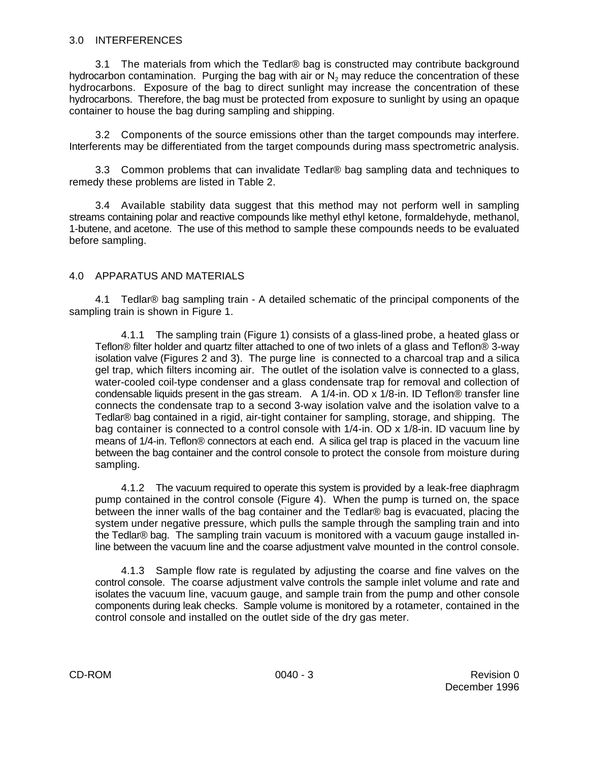## 3.0 INTERFERENCES

3.1 The materials from which the Tedlar® bag is constructed may contribute background hydrocarbon contamination. Purging the bag with air or $N_2$ may reduce the concentration of these hydrocarbons. Exposure of the bag to direct sunlight may increase the concentration of these hydrocarbons. Therefore, the bag must be protected from exposure to sunlight by using an opaque container to house the bag during sampling and shipping.

3.2 Components of the source emissions other than the target compounds may interfere. Interferents may be differentiated from the target compounds during mass spectrometric analysis.

3.3 Common problems that can invalidate Tedlar® bag sampling data and techniques to remedy these problems are listed in Table 2.

3.4 Available stability data suggest that this method may not perform well in sampling streams containing polar and reactive compounds like methyl ethyl ketone, formaldehyde, methanol, 1-butene, and acetone. The use of this method to sample these compounds needs to be evaluated before sampling.

## 4.0 APPARATUS AND MATERIALS

4.1 Tedlar® bag sampling train - A detailed schematic of the principal components of the sampling train is shown in Figure 1.

4.1.1 The sampling train (Figure 1) consists of a glass-lined probe, a heated glass or Teflon® filter holder and quartz filter attached to one of two inlets of a glass and Teflon® 3-way isolation valve (Figures 2 and 3). The purge line is connected to a charcoal trap and a silica gel trap, which filters incoming air. The outlet of the isolation valve is connected to a glass, water-cooled coil-type condenser and a glass condensate trap for removal and collection of condensable liquids present in the gas stream. A 1/4-in. OD x 1/8-in. ID Teflon® transfer line connects the condensate trap to a second 3-way isolation valve and the isolation valve to a Tedlar® bag contained in a rigid, air-tight container for sampling, storage, and shipping. The bag container is connected to a control console with 1/4-in. OD x 1/8-in. ID vacuum line by means of 1/4-in. Teflon® connectors at each end. A silica gel trap is placed in the vacuum line between the bag container and the control console to protect the console from moisture during sampling.

4.1.2 The vacuum required to operate this system is provided by a leak-free diaphragm pump contained in the control console (Figure 4). When the pump is turned on, the space between the inner walls of the bag container and the Tedlar® bag is evacuated, placing the system under negative pressure, which pulls the sample through the sampling train and into the Tedlar® bag. The sampling train vacuum is monitored with a vacuum gauge installed in-line between the vacuum line and the coarse adjustment valve mounted in the control console.

4.1.3 Sample flow rate is regulated by adjusting the coarse and fine valves on the control console. The coarse adjustment valve controls the sample inlet volume and rate and isolates the vacuum line, vacuum gauge, and sample train from the pump and other console components during leak checks. Sample volume is monitored by a rotameter, contained in the control console and installed on the outlet side of the dry gas meter.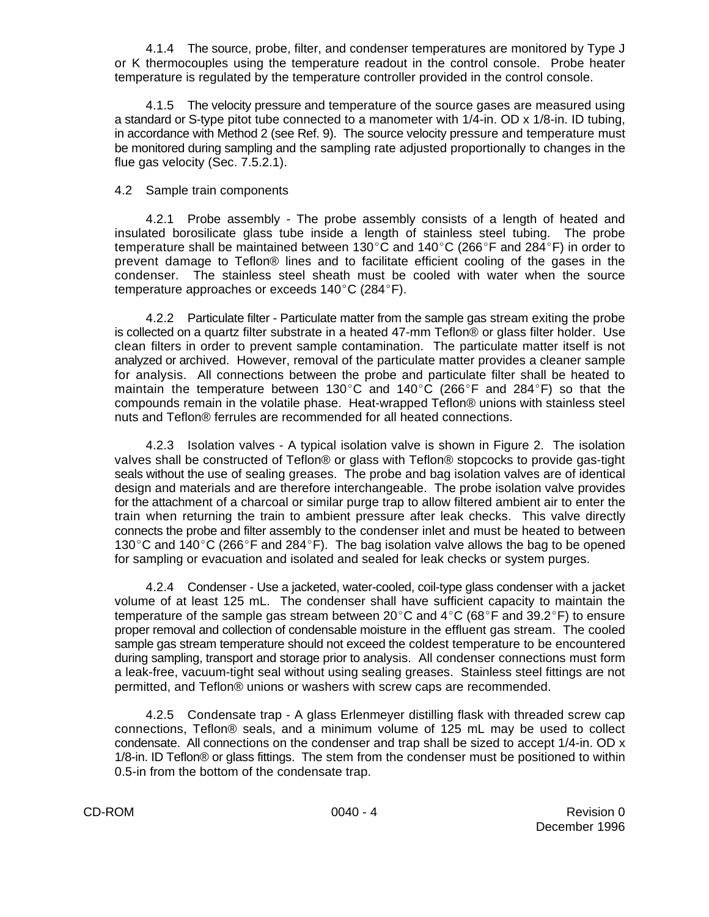4.1.4 The source, probe, filter, and condenser temperatures are monitored by Type J or K thermocouples using the temperature readout in the control console. Probe heater temperature is regulated by the temperature controller provided in the control console.

4.1.5 The velocity pressure and temperature of the source gases are measured using a standard or S-type pitot tube connected to a manometer with 1/4-in. OD x 1/8-in. ID tubing, in accordance with Method 2 (see Ref. 9). The source velocity pressure and temperature must be monitored during sampling and the sampling rate adjusted proportionally to changes in the flue gas velocity (Sec. 7.5.2.1).

4.2 Sample train components

4.2.1 Probe assembly - The probe assembly consists of a length of heated and insulated borosilicate glass tube inside a length of stainless steel tubing. The probe temperature shall be maintained between 130°C and 140°C (266°F and 284°F) in order to prevent damage to Teflon® lines and to facilitate efficient cooling of the gases in the condenser. The stainless steel sheath must be cooled with water when the source temperature approaches or exceeds 140°C (284°F).

4.2.2 Particulate filter - Particulate matter from the sample gas stream exiting the probe is collected on a quartz filter substrate in a heated 47-mm Teflon® or glass filter holder. Use clean filters in order to prevent sample contamination. The particulate matter itself is not analyzed or archived. However, removal of the particulate matter provides a cleaner sample for analysis. All connections between the probe and particulate filter shall be heated to maintain the temperature between 130°C and 140°C (266°F and 284°F) so that the compounds remain in the volatile phase. Heat-wrapped Teflon® unions with stainless steel nuts and Teflon® ferrules are recommended for all heated connections.

4.2.3 Isolation valves - A typical isolation valve is shown in Figure 2. The isolation valves shall be constructed of Teflon® or glass with Teflon® stopcocks to provide gas-tight seals without the use of sealing greases. The probe and bag isolation valves are of identical design and materials and are therefore interchangeable. The probe isolation valve provides for the attachment of a charcoal or similar purge trap to allow filtered ambient air to enter the train when returning the train to ambient pressure after leak checks. This valve directly connects the probe and filter assembly to the condenser inlet and must be heated to between 130°C and 140°C (266°F and 284°F). The bag isolation valve allows the bag to be opened for sampling or evacuation and isolated and sealed for leak checks or system purges.

4.2.4 Condenser - Use a jacketed, water-cooled, coil-type glass condenser with a jacket volume of at least 125 mL. The condenser shall have sufficient capacity to maintain the temperature of the sample gas stream between 20°C and 4°C (68°F and 39.2°F) to ensure proper removal and collection of condensable moisture in the effluent gas stream. The cooled sample gas stream temperature should not exceed the coldest temperature to be encountered during sampling, transport and storage prior to analysis. All condenser connections must form a leak-free, vacuum-tight seal without using sealing greases. Stainless steel fittings are not permitted, and Teflon® unions or washers with screw caps are recommended.

4.2.5 Condensate trap - A glass Erlenmeyer distilling flask with threaded screw cap connections, Teflon® seals, and a minimum volume of 125 mL may be used to collect condensate. All connections on the condenser and trap shall be sized to accept 1/4-in. OD x 1/8-in. ID Teflon® or glass fittings. The stem from the condenser must be positioned to within 0.5-in from the bottom of the condensate trap.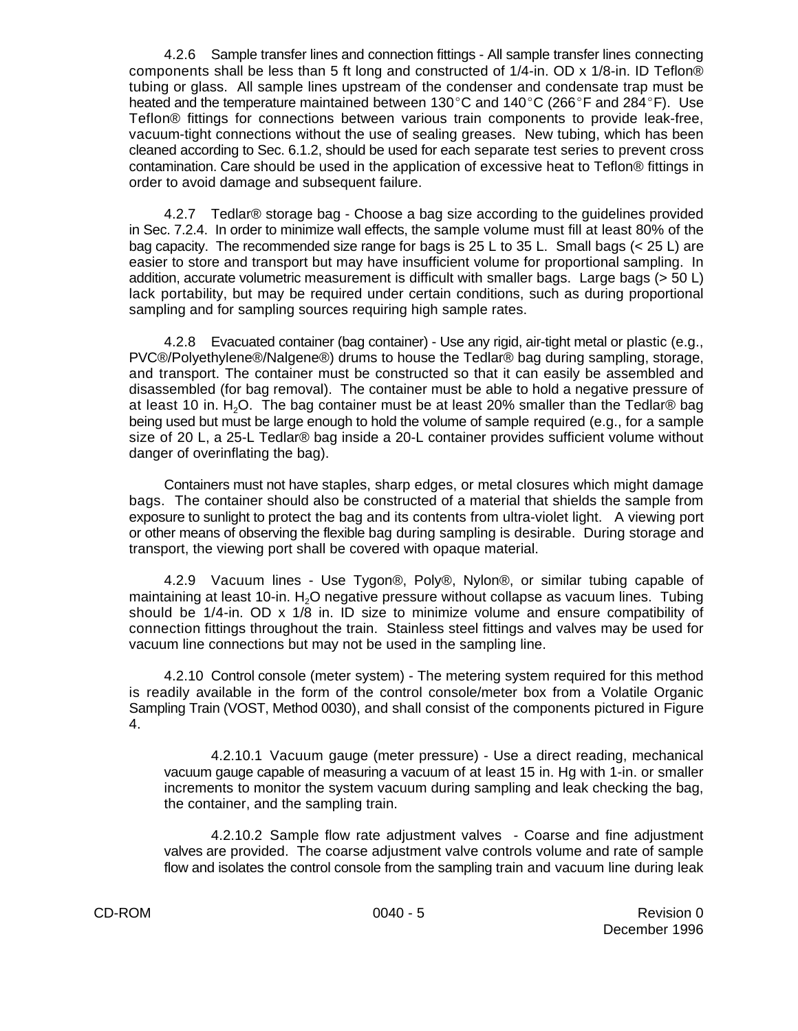4.2.6 Sample transfer lines and connection fittings - All sample transfer lines connecting components shall be less than 5 ft long and constructed of 1/4-in. OD x 1/8-in. ID Teflon® tubing or glass. All sample lines upstream of the condenser and condensate trap must be heated and the temperature maintained between 130°C and 140°C (266°F and 284°F). Use Teflon® fittings for connections between various train components to provide leak-free, vacuum-tight connections without the use of sealing greases. New tubing, which has been cleaned according to Sec. 6.1.2, should be used for each separate test series to prevent cross contamination. Care should be used in the application of excessive heat to Teflon® fittings in order to avoid damage and subsequent failure.

4.2.7 Tedlar® storage bag - Choose a bag size according to the guidelines provided in Sec. 7.2.4. In order to minimize wall effects, the sample volume must fill at least 80% of the bag capacity. The recommended size range for bags is 25 L to 35 L. Small bags (< 25 L) are easier to store and transport but may have insufficient volume for proportional sampling. In addition, accurate volumetric measurement is difficult with smaller bags. Large bags (> 50 L) lack portability, but may be required under certain conditions, such as during proportional sampling and for sampling sources requiring high sample rates.

4.2.8 Evacuated container (bag container) - Use any rigid, air-tight metal or plastic (e.g., PVC®/Polyethylene®/Nalgene®) drums to house the Tedlar® bag during sampling, storage, and transport. The container must be constructed so that it can easily be assembled and disassembled (for bag removal). The container must be able to hold a negative pressure of at least 10 in. $H_2O$. The bag container must be at least 20% smaller than the Tedlar® bag being used but must be large enough to hold the volume of sample required (e.g., for a sample size of 20 L, a 25-L Tedlar® bag inside a 20-L container provides sufficient volume without danger of overinflating the bag).

Containers must not have staples, sharp edges, or metal closures which might damage bags. The container should also be constructed of a material that shields the sample from exposure to sunlight to protect the bag and its contents from ultra-violet light. A viewing port or other means of observing the flexible bag during sampling is desirable. During storage and transport, the viewing port shall be covered with opaque material.

4.2.9 Vacuum lines - Use Tygon®, Poly®, Nylon®, or similar tubing capable of maintaining at least 10-in. $H_2O$ negative pressure without collapse as vacuum lines. Tubing should be 1/4-in. OD x 1/8 in. ID size to minimize volume and ensure compatibility of connection fittings throughout the train. Stainless steel fittings and valves may be used for vacuum line connections but may not be used in the sampling line.

4.2.10 Control console (meter system) - The metering system required for this method is readily available in the form of the control console/meter box from a Volatile Organic Sampling Train (VOST, Method 0030), and shall consist of the components pictured in Figure 4.

4.2.10.1 Vacuum gauge (meter pressure) - Use a direct reading, mechanical vacuum gauge capable of measuring a vacuum of at least 15 in. Hg with 1-in. or smaller increments to monitor the system vacuum during sampling and leak checking the bag, the container, and the sampling train.

4.2.10.2 Sample flow rate adjustment valves - Coarse and fine adjustment valves are provided. The coarse adjustment valve controls volume and rate of sample flow and isolates the control console from the sampling train and vacuum line during leak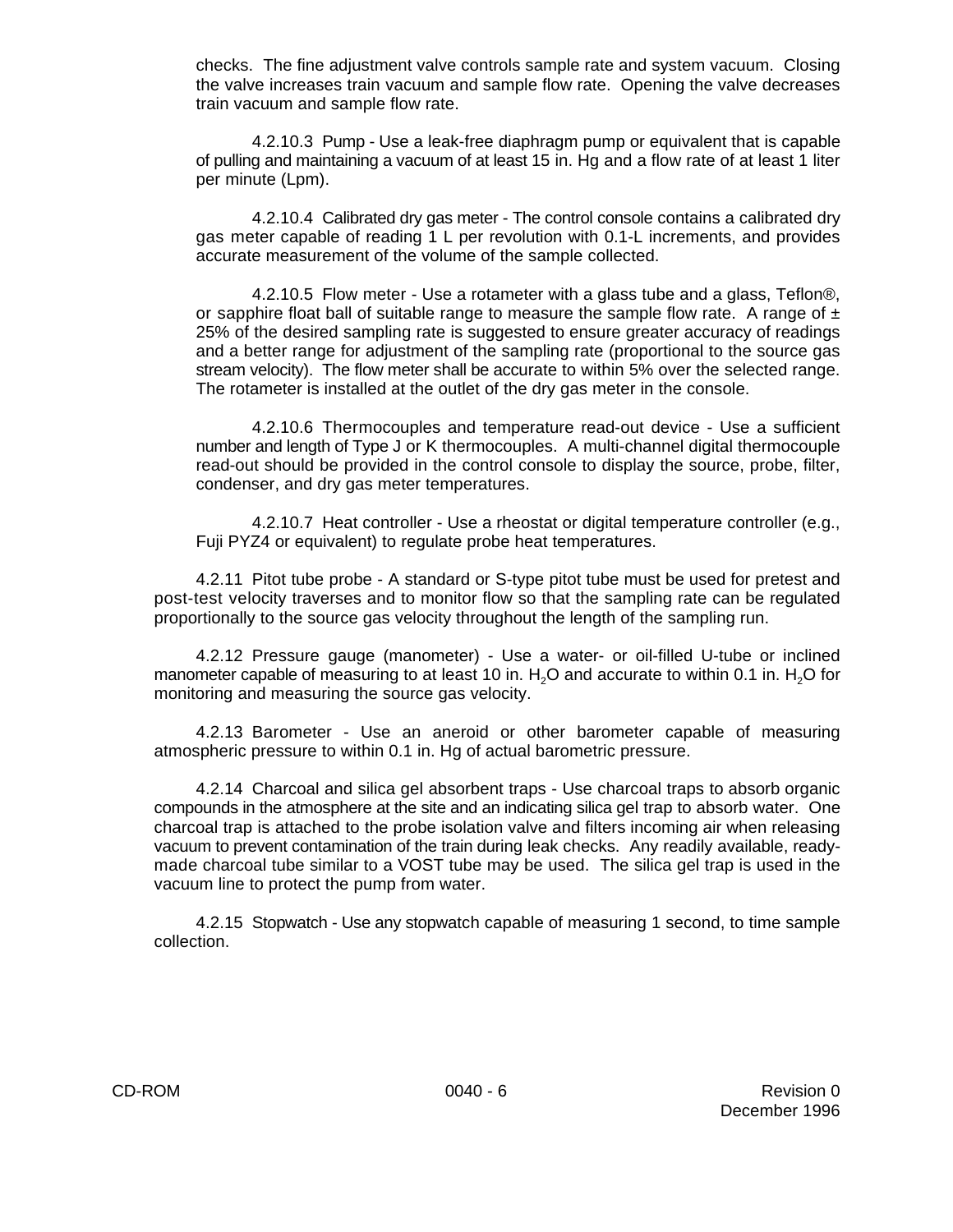checks. The fine adjustment valve controls sample rate and system vacuum. Closing the valve increases train vacuum and sample flow rate. Opening the valve decreases train vacuum and sample flow rate.

4.2.10.3 Pump - Use a leak-free diaphragm pump or equivalent that is capable of pulling and maintaining a vacuum of at least 15 in. Hg and a flow rate of at least 1 liter per minute (Lpm).

4.2.10.4 Calibrated dry gas meter - The control console contains a calibrated dry gas meter capable of reading 1 L per revolution with 0.1-L increments, and provides accurate measurement of the volume of the sample collected.

4.2.10.5 Flow meter - Use a rotameter with a glass tube and a glass, Teflon®, or sapphire float ball of suitable range to measure the sample flow rate. A range of ± 25% of the desired sampling rate is suggested to ensure greater accuracy of readings and a better range for adjustment of the sampling rate (proportional to the source gas stream velocity). The flow meter shall be accurate to within 5% over the selected range. The rotameter is installed at the outlet of the dry gas meter in the console.

4.2.10.6 Thermocouples and temperature read-out device - Use a sufficient number and length of Type J or K thermocouples. A multi-channel digital thermocouple read-out should be provided in the control console to display the source, probe, filter, condenser, and dry gas meter temperatures.

4.2.10.7 Heat controller - Use a rheostat or digital temperature controller (e.g., Fuji PYZ4 or equivalent) to regulate probe heat temperatures.

4.2.11 Pitot tube probe - A standard or S-type pitot tube must be used for pretest and post-test velocity traverses and to monitor flow so that the sampling rate can be regulated proportionally to the source gas velocity throughout the length of the sampling run.

4.2.12 Pressure gauge (manometer) - Use a water- or oil-filled U-tube or inclined manometer capable of measuring to at least 10 in. $H_2O$ and accurate to within 0.1 in. $H_2O$ for monitoring and measuring the source gas velocity.

4.2.13 Barometer - Use an aneroid or other barometer capable of measuring atmospheric pressure to within 0.1 in. Hg of actual barometric pressure.

4.2.14 Charcoal and silica gel absorbent traps - Use charcoal traps to absorb organic compounds in the atmosphere at the site and an indicating silica gel trap to absorb water. One charcoal trap is attached to the probe isolation valve and filters incoming air when releasing vacuum to prevent contamination of the train during leak checks. Any readily available, ready-made charcoal tube similar to a VOST tube may be used. The silica gel trap is used in the vacuum line to protect the pump from water.

4.2.15 Stopwatch - Use any stopwatch capable of measuring 1 second, to time sample collection.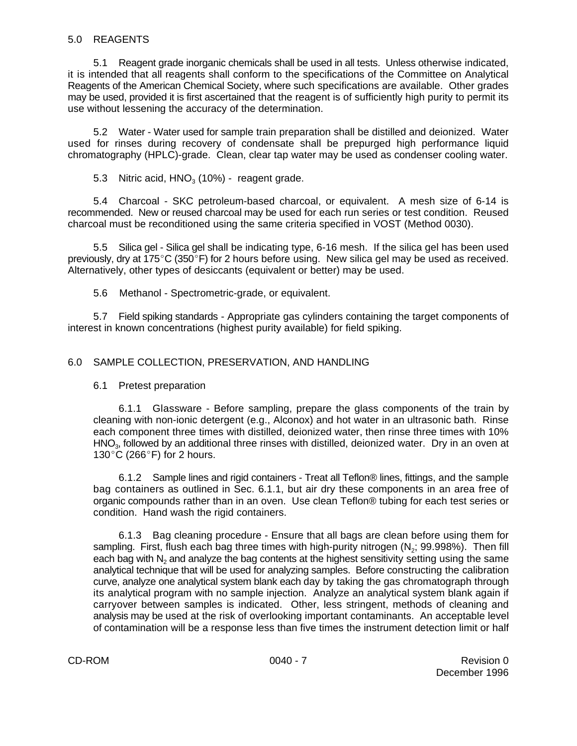## 5.0 REAGENTS

5.1 Reagent grade inorganic chemicals shall be used in all tests. Unless otherwise indicated, it is intended that all reagents shall conform to the specifications of the Committee on Analytical Reagents of the American Chemical Society, where such specifications are available. Other grades may be used, provided it is first ascertained that the reagent is of sufficiently high purity to permit its use without lessening the accuracy of the determination.

5.2 Water - Water used for sample train preparation shall be distilled and deionized. Water used for rinses during recovery of condensate shall be prepurged high performance liquid chromatography (HPLC)-grade. Clean, clear tap water may be used as condenser cooling water.

5.3 Nitric acid, $HNO_3$ (10%) - reagent grade.

5.4 Charcoal - SKC petroleum-based charcoal, or equivalent. A mesh size of 6-14 is recommended. New or reused charcoal may be used for each run series or test condition. Reused charcoal must be reconditioned using the same criteria specified in VOST (Method 0030).

5.5 Silica gel - Silica gel shall be indicating type, 6-16 mesh. If the silica gel has been used previously, dry at 175°C (350°F) for 2 hours before using. New silica gel may be used as received. Alternatively, other types of desiccants (equivalent or better) may be used.

5.6 Methanol - Spectrometric-grade, or equivalent.

5.7 Field spiking standards - Appropriate gas cylinders containing the target components of interest in known concentrations (highest purity available) for field spiking.

## 6.0 SAMPLE COLLECTION, PRESERVATION, AND HANDLING

### 6.1 Pretest preparation

6.1.1 Glassware - Before sampling, prepare the glass components of the train by cleaning with non-ionic detergent (e.g., Alconox) and hot water in an ultrasonic bath. Rinse each component three times with distilled, deionized water, then rinse three times with 10% $HNO_3$, followed by an additional three rinses with distilled, deionized water. Dry in an oven at 130°C (266°F) for 2 hours.

6.1.2 Sample lines and rigid containers - Treat all Teflon® lines, fittings, and the sample bag containers as outlined in Sec. 6.1.1, but air dry these components in an area free of organic compounds rather than in an oven. Use clean Teflon® tubing for each test series or condition. Hand wash the rigid containers.

6.1.3 Bag cleaning procedure - Ensure that all bags are clean before using them for sampling. First, flush each bag three times with high-purity nitrogen ($N_2$; 99.998%). Then fill each bag with $N_2$ and analyze the bag contents at the highest sensitivity setting using the same analytical technique that will be used for analyzing samples. Before constructing the calibration curve, analyze one analytical system blank each day by taking the gas chromatograph through its analytical program with no sample injection. Analyze an analytical system blank again if carryover between samples is indicated. Other, less stringent, methods of cleaning and analysis may be used at the risk of overlooking important contaminants. An acceptable level of contamination will be a response less than five times the instrument detection limit or half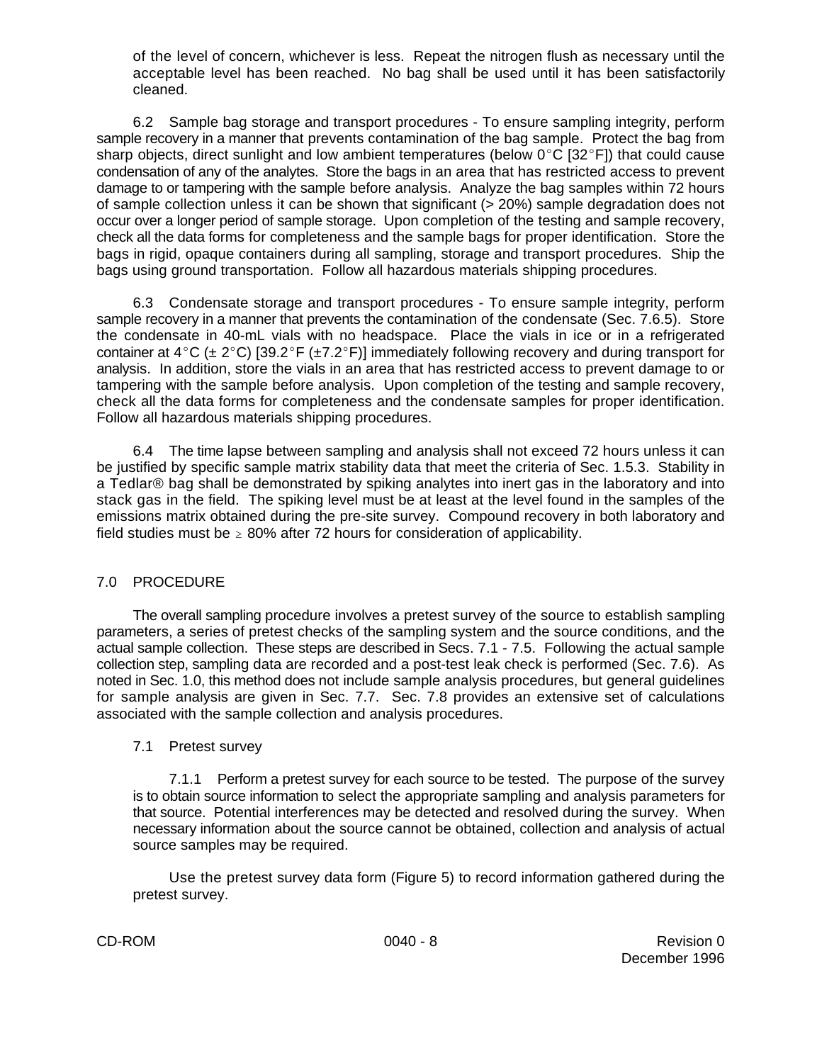of the level of concern, whichever is less. Repeat the nitrogen flush as necessary until the acceptable level has been reached. No bag shall be used until it has been satisfactorily cleaned.

6.2 Sample bag storage and transport procedures - To ensure sampling integrity, perform sample recovery in a manner that prevents contamination of the bag sample. Protect the bag from sharp objects, direct sunlight and low ambient temperatures (below 0°C [32°F]) that could cause condensation of any of the analytes. Store the bags in an area that has restricted access to prevent damage to or tampering with the sample before analysis. Analyze the bag samples within 72 hours of sample collection unless it can be shown that significant (> 20%) sample degradation does not occur over a longer period of sample storage. Upon completion of the testing and sample recovery, check all the data forms for completeness and the sample bags for proper identification. Store the bags in rigid, opaque containers during all sampling, storage and transport procedures. Ship the bags using ground transportation. Follow all hazardous materials shipping procedures.

6.3 Condensate storage and transport procedures - To ensure sample integrity, perform sample recovery in a manner that prevents the contamination of the condensate (Sec. 7.6.5). Store the condensate in 40-mL vials with no headspace. Place the vials in ice or in a refrigerated container at 4°C (± 2°C) [39.2°F (±7.2°F)] immediately following recovery and during transport for analysis. In addition, store the vials in an area that has restricted access to prevent damage to or tampering with the sample before analysis. Upon completion of the testing and sample recovery, check all the data forms for completeness and the condensate samples for proper identification. Follow all hazardous materials shipping procedures.

6.4 The time lapse between sampling and analysis shall not exceed 72 hours unless it can be justified by specific sample matrix stability data that meet the criteria of Sec. 1.5.3. Stability in a Tedlar® bag shall be demonstrated by spiking analytes into inert gas in the laboratory and into stack gas in the field. The spiking level must be at least at the level found in the samples of the emissions matrix obtained during the pre-site survey. Compound recovery in both laboratory and field studies must be ≥ 80% after 72 hours for consideration of applicability.

## 7.0 PROCEDURE

The overall sampling procedure involves a pretest survey of the source to establish sampling parameters, a series of pretest checks of the sampling system and the source conditions, and the actual sample collection. These steps are described in Secs. 7.1 - 7.5. Following the actual sample collection step, sampling data are recorded and a post-test leak check is performed (Sec. 7.6). As noted in Sec. 1.0, this method does not include sample analysis procedures, but general guidelines for sample analysis are given in Sec. 7.7. Sec. 7.8 provides an extensive set of calculations associated with the sample collection and analysis procedures.

### 7.1 Pretest survey

7.1.1 Perform a pretest survey for each source to be tested. The purpose of the survey is to obtain source information to select the appropriate sampling and analysis parameters for that source. Potential interferences may be detected and resolved during the survey. When necessary information about the source cannot be obtained, collection and analysis of actual source samples may be required.

Use the pretest survey data form (Figure 5) to record information gathered during the pretest survey.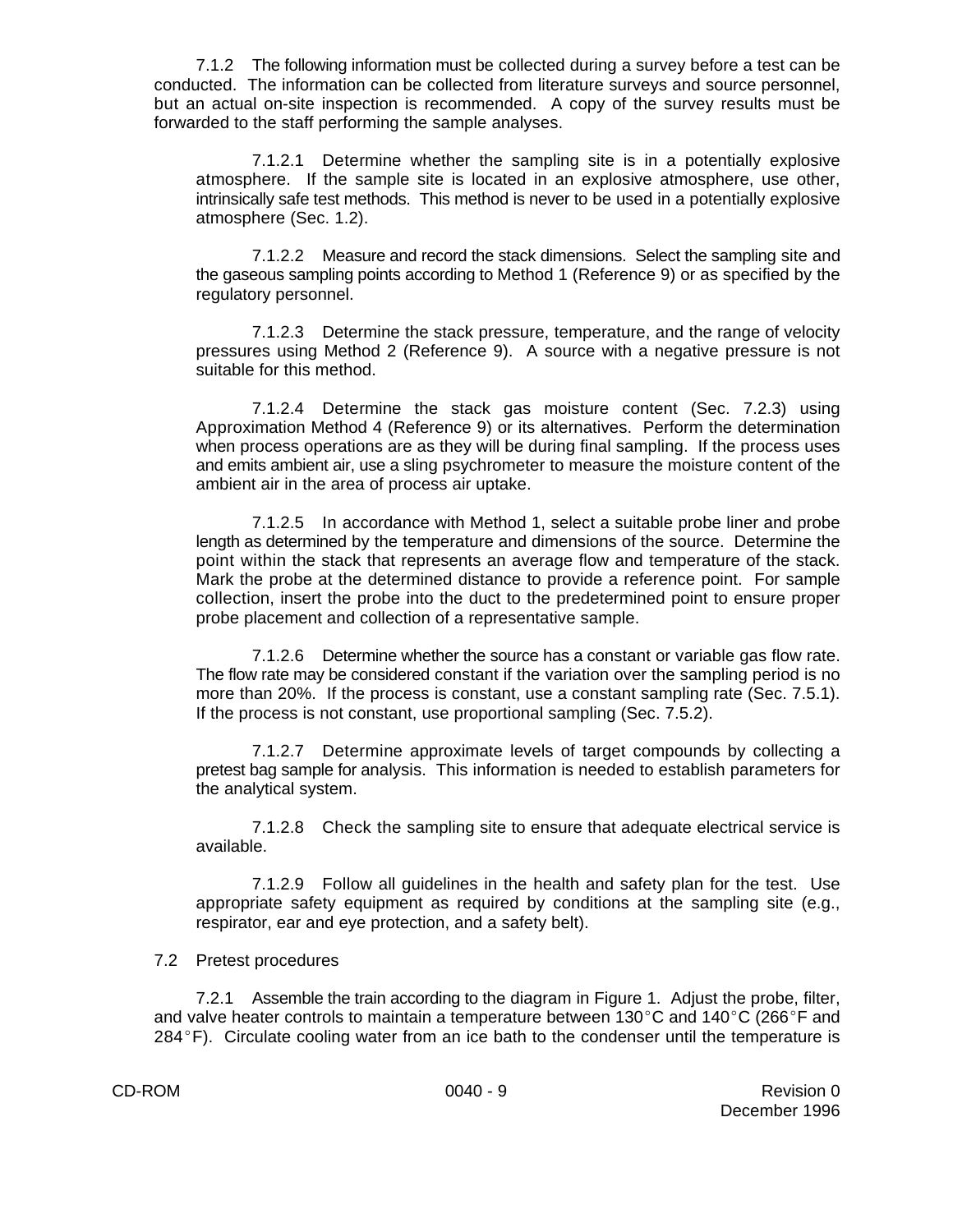7.1.2 The following information must be collected during a survey before a test can be conducted. The information can be collected from literature surveys and source personnel, but an actual on-site inspection is recommended. A copy of the survey results must be forwarded to the staff performing the sample analyses.

7.1.2.1 Determine whether the sampling site is in a potentially explosive atmosphere. If the sample site is located in an explosive atmosphere, use other, intrinsically safe test methods. This method is never to be used in a potentially explosive atmosphere (Sec. 1.2).

7.1.2.2 Measure and record the stack dimensions. Select the sampling site and the gaseous sampling points according to Method 1 (Reference 9) or as specified by the regulatory personnel.

7.1.2.3 Determine the stack pressure, temperature, and the range of velocity pressures using Method 2 (Reference 9). A source with a negative pressure is not suitable for this method.

7.1.2.4 Determine the stack gas moisture content (Sec. 7.2.3) using Approximation Method 4 (Reference 9) or its alternatives. Perform the determination when process operations are as they will be during final sampling. If the process uses and emits ambient air, use a sling psychrometer to measure the moisture content of the ambient air in the area of process air uptake.

7.1.2.5 In accordance with Method 1, select a suitable probe liner and probe length as determined by the temperature and dimensions of the source. Determine the point within the stack that represents an average flow and temperature of the stack. Mark the probe at the determined distance to provide a reference point. For sample collection, insert the probe into the duct to the predetermined point to ensure proper probe placement and collection of a representative sample.

7.1.2.6 Determine whether the source has a constant or variable gas flow rate. The flow rate may be considered constant if the variation over the sampling period is no more than 20%. If the process is constant, use a constant sampling rate (Sec. 7.5.1). If the process is not constant, use proportional sampling (Sec. 7.5.2).

7.1.2.7 Determine approximate levels of target compounds by collecting a pretest bag sample for analysis. This information is needed to establish parameters for the analytical system.

7.1.2.8 Check the sampling site to ensure that adequate electrical service is available.

7.1.2.9 Follow all guidelines in the health and safety plan for the test. Use appropriate safety equipment as required by conditions at the sampling site (e.g., respirator, ear and eye protection, and a safety belt).

7.2 Pretest procedures

7.2.1 Assemble the train according to the diagram in Figure 1. Adjust the probe, filter, and valve heater controls to maintain a temperature between 130°C and 140°C (266°F and 284°F). Circulate cooling water from an ice bath to the condenser until the temperature is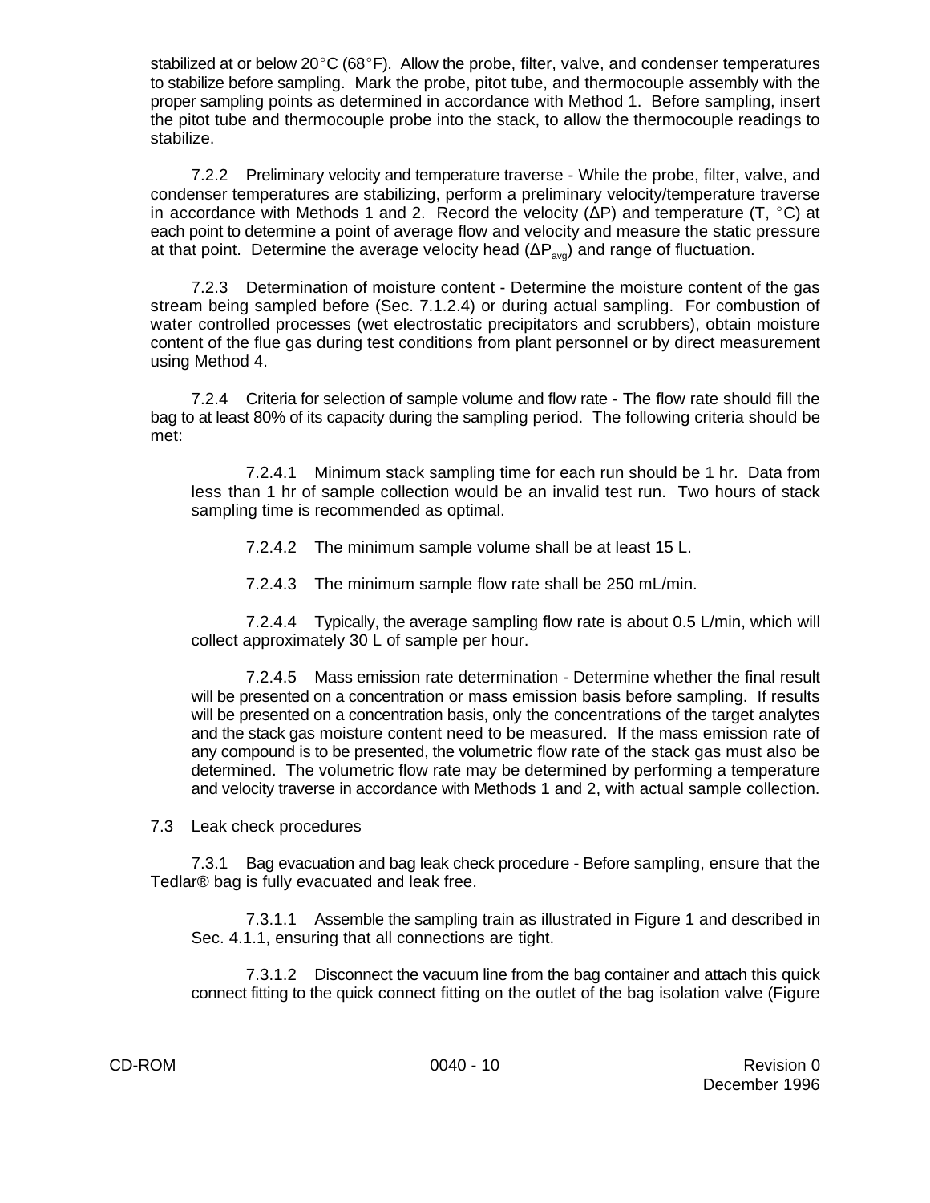stabilized at or below 20°C (68°F). Allow the probe, filter, valve, and condenser temperatures to stabilize before sampling. Mark the probe, pitot tube, and thermocouple assembly with the proper sampling points as determined in accordance with Method 1. Before sampling, insert the pitot tube and thermocouple probe into the stack, to allow the thermocouple readings to stabilize.

7.2.2 Preliminary velocity and temperature traverse - While the probe, filter, valve, and condenser temperatures are stabilizing, perform a preliminary velocity/temperature traverse in accordance with Methods 1 and 2. Record the velocity ($\Delta P$) and temperature (T, °C) at each point to determine a point of average flow and velocity and measure the static pressure at that point. Determine the average velocity head ($\Delta P_{avg}$) and range of fluctuation.

7.2.3 Determination of moisture content - Determine the moisture content of the gas stream being sampled before (Sec. 7.1.2.4) or during actual sampling. For combustion of water controlled processes (wet electrostatic precipitators and scrubbers), obtain moisture content of the flue gas during test conditions from plant personnel or by direct measurement using Method 4.

7.2.4 Criteria for selection of sample volume and flow rate - The flow rate should fill the bag to at least 80% of its capacity during the sampling period. The following criteria should be met:

7.2.4.1 Minimum stack sampling time for each run should be 1 hr. Data from less than 1 hr of sample collection would be an invalid test run. Two hours of stack sampling time is recommended as optimal.

7.2.4.2 The minimum sample volume shall be at least 15 L.

7.2.4.3 The minimum sample flow rate shall be 250 mL/min.

7.2.4.4 Typically, the average sampling flow rate is about 0.5 L/min, which will collect approximately 30 L of sample per hour.

7.2.4.5 Mass emission rate determination - Determine whether the final result will be presented on a concentration or mass emission basis before sampling. If results will be presented on a concentration basis, only the concentrations of the target analytes and the stack gas moisture content need to be measured. If the mass emission rate of any compound is to be presented, the volumetric flow rate of the stack gas must also be determined. The volumetric flow rate may be determined by performing a temperature and velocity traverse in accordance with Methods 1 and 2, with actual sample collection.

7.3 Leak check procedures

7.3.1 Bag evacuation and bag leak check procedure - Before sampling, ensure that the Tedlar® bag is fully evacuated and leak free.

7.3.1.1 Assemble the sampling train as illustrated in Figure 1 and described in Sec. 4.1.1, ensuring that all connections are tight.

7.3.1.2 Disconnect the vacuum line from the bag container and attach this quick connect fitting to the quick connect fitting on the outlet of the bag isolation valve (Figure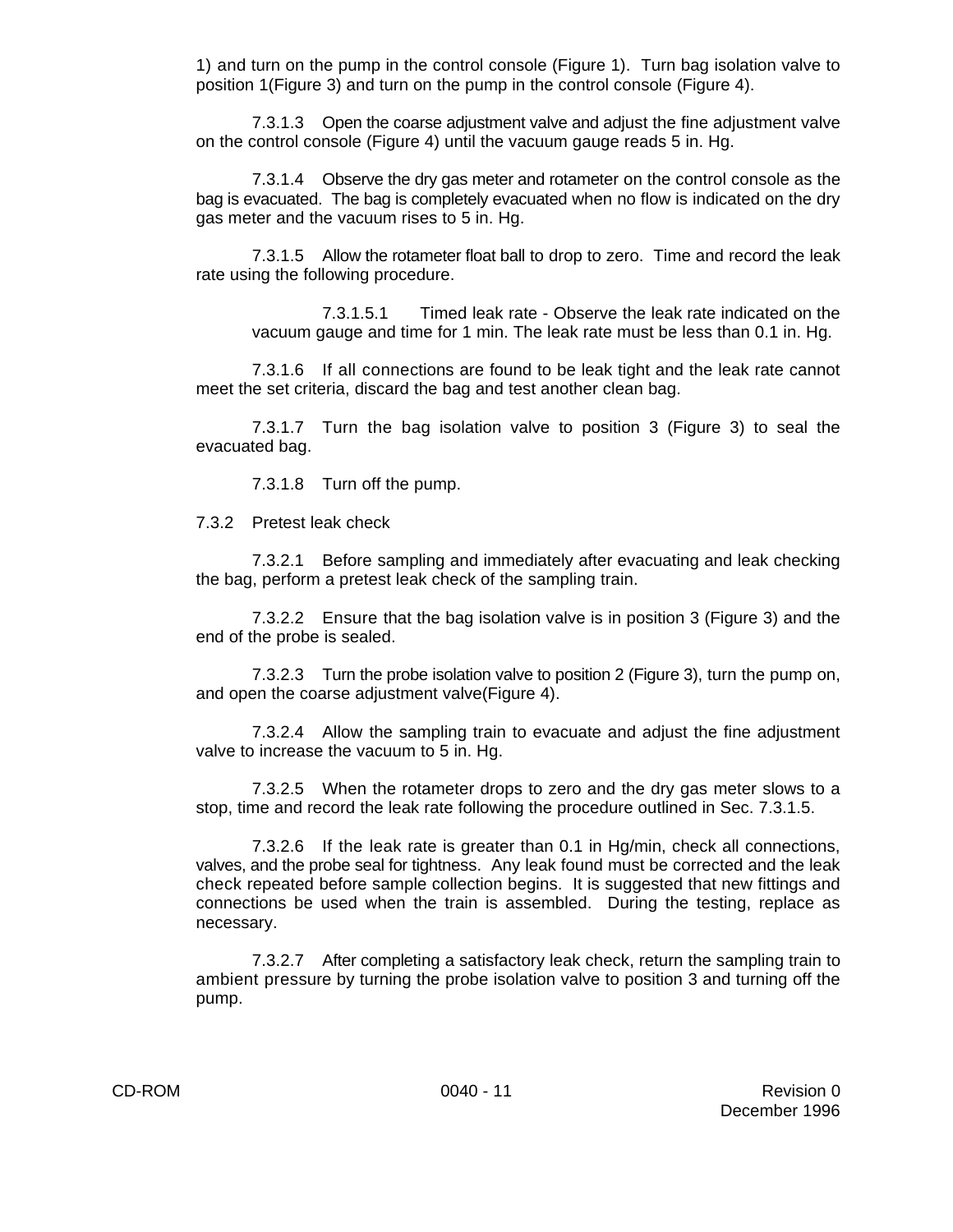1) and turn on the pump in the control console (Figure 1). Turn bag isolation valve to position 1(Figure 3) and turn on the pump in the control console (Figure 4).

7.3.1.3 Open the coarse adjustment valve and adjust the fine adjustment valve on the control console (Figure 4) until the vacuum gauge reads 5 in. Hg.

7.3.1.4 Observe the dry gas meter and rotameter on the control console as the bag is evacuated. The bag is completely evacuated when no flow is indicated on the dry gas meter and the vacuum rises to 5 in. Hg.

7.3.1.5 Allow the rotameter float ball to drop to zero. Time and record the leak rate using the following procedure.

7.3.1.5.1 Timed leak rate - Observe the leak rate indicated on the vacuum gauge and time for 1 min. The leak rate must be less than 0.1 in. Hg.

7.3.1.6 If all connections are found to be leak tight and the leak rate cannot meet the set criteria, discard the bag and test another clean bag.

7.3.1.7 Turn the bag isolation valve to position 3 (Figure 3) to seal the evacuated bag.

7.3.1.8 Turn off the pump.

7.3.2 Pretest leak check

7.3.2.1 Before sampling and immediately after evacuating and leak checking the bag, perform a pretest leak check of the sampling train.

7.3.2.2 Ensure that the bag isolation valve is in position 3 (Figure 3) and the end of the probe is sealed.

7.3.2.3 Turn the probe isolation valve to position 2 (Figure 3), turn the pump on, and open the coarse adjustment valve(Figure 4).

7.3.2.4 Allow the sampling train to evacuate and adjust the fine adjustment valve to increase the vacuum to 5 in. Hg.

7.3.2.5 When the rotameter drops to zero and the dry gas meter slows to a stop, time and record the leak rate following the procedure outlined in Sec. 7.3.1.5.

7.3.2.6 If the leak rate is greater than 0.1 in Hg/min, check all connections, valves, and the probe seal for tightness. Any leak found must be corrected and the leak check repeated before sample collection begins. It is suggested that new fittings and connections be used when the train is assembled. During the testing, replace as necessary.

7.3.2.7 After completing a satisfactory leak check, return the sampling train to ambient pressure by turning the probe isolation valve to position 3 and turning off the pump.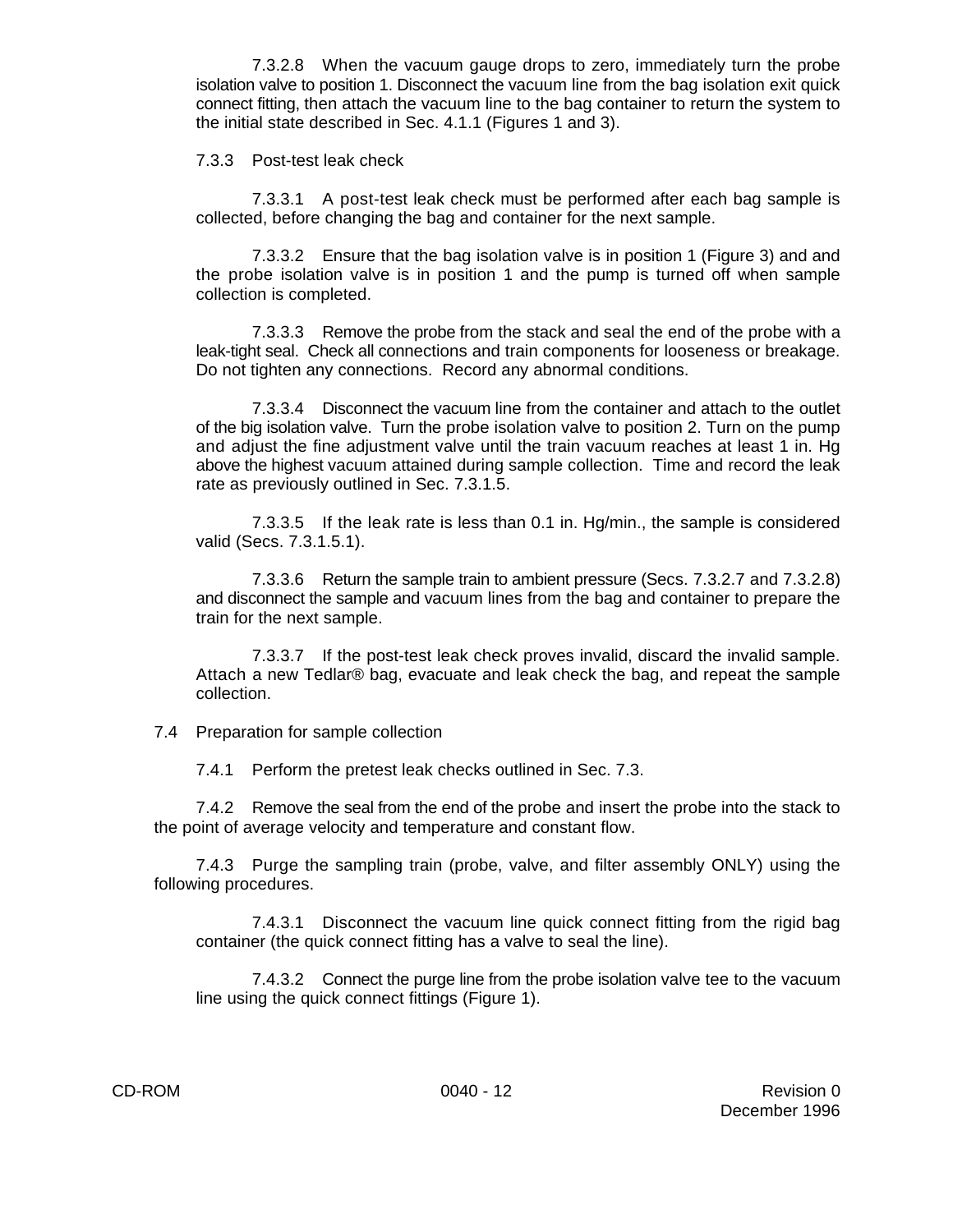7.3.2.8 When the vacuum gauge drops to zero, immediately turn the probe isolation valve to position 1. Disconnect the vacuum line from the bag isolation exit quick connect fitting, then attach the vacuum line to the bag container to return the system to the initial state described in Sec. 4.1.1 (Figures 1 and 3).

7.3.3 Post-test leak check

7.3.3.1 A post-test leak check must be performed after each bag sample is collected, before changing the bag and container for the next sample.

7.3.3.2 Ensure that the bag isolation valve is in position 1 (Figure 3) and and the probe isolation valve is in position 1 and the pump is turned off when sample collection is completed.

7.3.3.3 Remove the probe from the stack and seal the end of the probe with a leak-tight seal. Check all connections and train components for looseness or breakage. Do not tighten any connections. Record any abnormal conditions.

7.3.3.4 Disconnect the vacuum line from the container and attach to the outlet of the big isolation valve. Turn the probe isolation valve to position 2. Turn on the pump and adjust the fine adjustment valve until the train vacuum reaches at least 1 in. Hg above the highest vacuum attained during sample collection. Time and record the leak rate as previously outlined in Sec. 7.3.1.5.

7.3.3.5 If the leak rate is less than 0.1 in. Hg/min., the sample is considered valid (Secs. 7.3.1.5.1).

7.3.3.6 Return the sample train to ambient pressure (Secs. 7.3.2.7 and 7.3.2.8) and disconnect the sample and vacuum lines from the bag and container to prepare the train for the next sample.

7.3.3.7 If the post-test leak check proves invalid, discard the invalid sample. Attach a new Tedlar® bag, evacuate and leak check the bag, and repeat the sample collection.

7.4 Preparation for sample collection

7.4.1 Perform the pretest leak checks outlined in Sec. 7.3.

7.4.2 Remove the seal from the end of the probe and insert the probe into the stack to the point of average velocity and temperature and constant flow.

7.4.3 Purge the sampling train (probe, valve, and filter assembly ONLY) using the following procedures.

7.4.3.1 Disconnect the vacuum line quick connect fitting from the rigid bag container (the quick connect fitting has a valve to seal the line).

7.4.3.2 Connect the purge line from the probe isolation valve tee to the vacuum line using the quick connect fittings (Figure 1).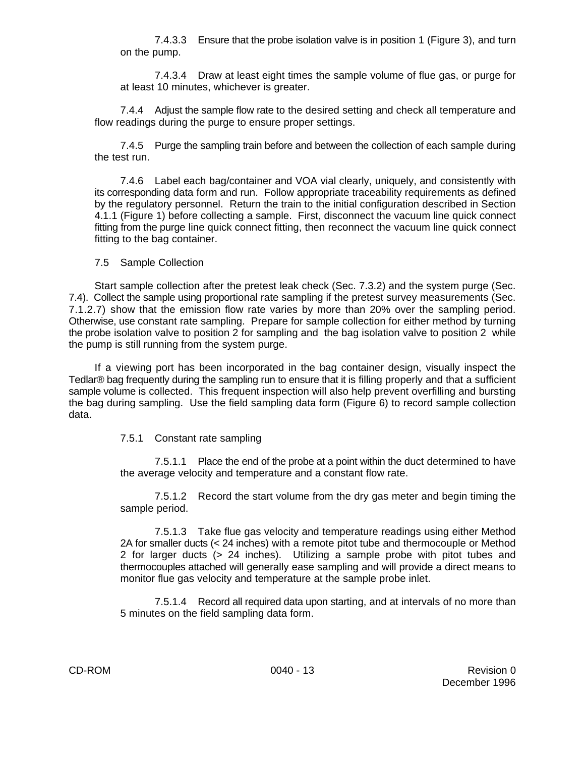7.4.3.3 Ensure that the probe isolation valve is in position 1 (Figure 3), and turn on the pump.

7.4.3.4 Draw at least eight times the sample volume of flue gas, or purge for at least 10 minutes, whichever is greater.

7.4.4 Adjust the sample flow rate to the desired setting and check all temperature and flow readings during the purge to ensure proper settings.

7.4.5 Purge the sampling train before and between the collection of each sample during the test run.

7.4.6 Label each bag/container and VOA vial clearly, uniquely, and consistently with its corresponding data form and run. Follow appropriate traceability requirements as defined by the regulatory personnel. Return the train to the initial configuration described in Section 4.1.1 (Figure 1) before collecting a sample. First, disconnect the vacuum line quick connect fitting from the purge line quick connect fitting, then reconnect the vacuum line quick connect fitting to the bag container.

7.5 Sample Collection

Start sample collection after the pretest leak check (Sec. 7.3.2) and the system purge (Sec. 7.4). Collect the sample using proportional rate sampling if the pretest survey measurements (Sec. 7.1.2.7) show that the emission flow rate varies by more than 20% over the sampling period. Otherwise, use constant rate sampling. Prepare for sample collection for either method by turning the probe isolation valve to position 2 for sampling and the bag isolation valve to position 2 while the pump is still running from the system purge.

If a viewing port has been incorporated in the bag container design, visually inspect the Tedlar® bag frequently during the sampling run to ensure that it is filling properly and that a sufficient sample volume is collected. This frequent inspection will also help prevent overfilling and bursting the bag during sampling. Use the field sampling data form (Figure 6) to record sample collection data.

7.5.1 Constant rate sampling

7.5.1.1 Place the end of the probe at a point within the duct determined to have the average velocity and temperature and a constant flow rate.

7.5.1.2 Record the start volume from the dry gas meter and begin timing the sample period.

7.5.1.3 Take flue gas velocity and temperature readings using either Method 2A for smaller ducts (< 24 inches) with a remote pitot tube and thermocouple or Method 2 for larger ducts (> 24 inches). Utilizing a sample probe with pitot tubes and thermocouples attached will generally ease sampling and will provide a direct means to monitor flue gas velocity and temperature at the sample probe inlet.

7.5.1.4 Record all required data upon starting, and at intervals of no more than 5 minutes on the field sampling data form.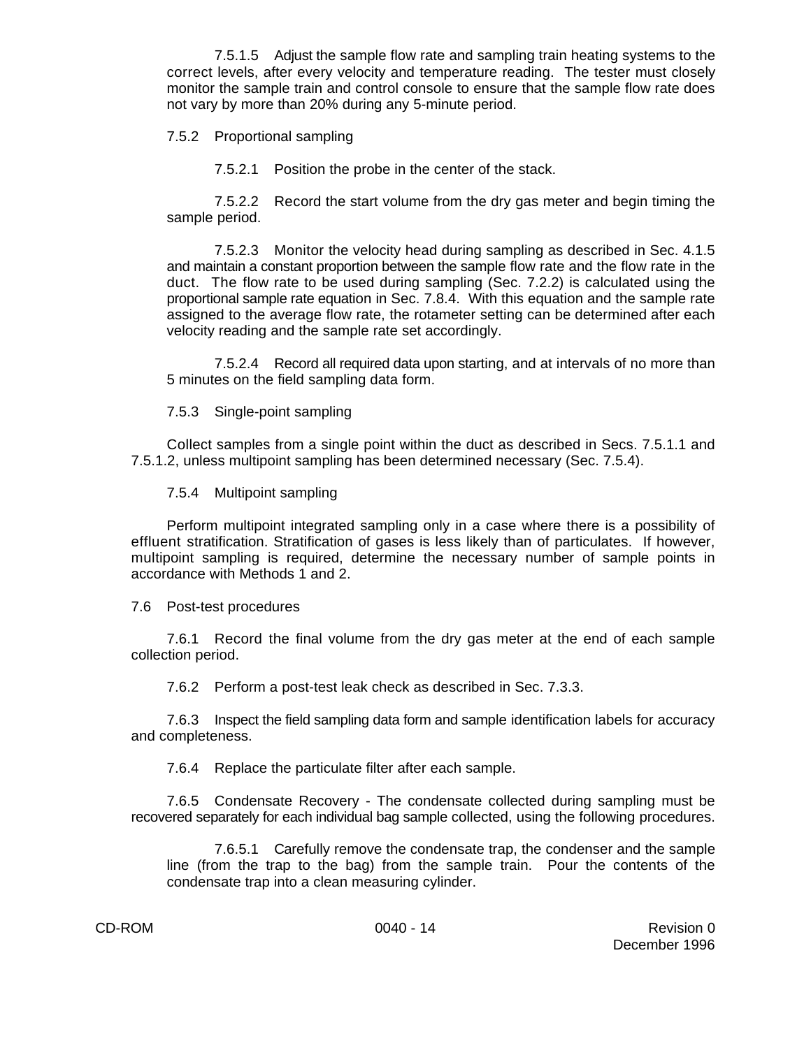7.5.1.5 Adjust the sample flow rate and sampling train heating systems to the correct levels, after every velocity and temperature reading. The tester must closely monitor the sample train and control console to ensure that the sample flow rate does not vary by more than 20% during any 5-minute period.

7.5.2 Proportional sampling

7.5.2.1 Position the probe in the center of the stack.

7.5.2.2 Record the start volume from the dry gas meter and begin timing the sample period.

7.5.2.3 Monitor the velocity head during sampling as described in Sec. 4.1.5 and maintain a constant proportion between the sample flow rate and the flow rate in the duct. The flow rate to be used during sampling (Sec. 7.2.2) is calculated using the proportional sample rate equation in Sec. 7.8.4. With this equation and the sample rate assigned to the average flow rate, the rotameter setting can be determined after each velocity reading and the sample rate set accordingly.

7.5.2.4 Record all required data upon starting, and at intervals of no more than 5 minutes on the field sampling data form.

7.5.3 Single-point sampling

Collect samples from a single point within the duct as described in Secs. 7.5.1.1 and 7.5.1.2, unless multipoint sampling has been determined necessary (Sec. 7.5.4).

7.5.4 Multipoint sampling

Perform multipoint integrated sampling only in a case where there is a possibility of effluent stratification. Stratification of gases is less likely than of particulates. If however, multipoint sampling is required, determine the necessary number of sample points in accordance with Methods 1 and 2.

7.6 Post-test procedures

7.6.1 Record the final volume from the dry gas meter at the end of each sample collection period.

7.6.2 Perform a post-test leak check as described in Sec. 7.3.3.

7.6.3 Inspect the field sampling data form and sample identification labels for accuracy and completeness.

7.6.4 Replace the particulate filter after each sample.

7.6.5 Condensate Recovery - The condensate collected during sampling must be recovered separately for each individual bag sample collected, using the following procedures.

7.6.5.1 Carefully remove the condensate trap, the condenser and the sample line (from the trap to the bag) from the sample train. Pour the contents of the condensate trap into a clean measuring cylinder.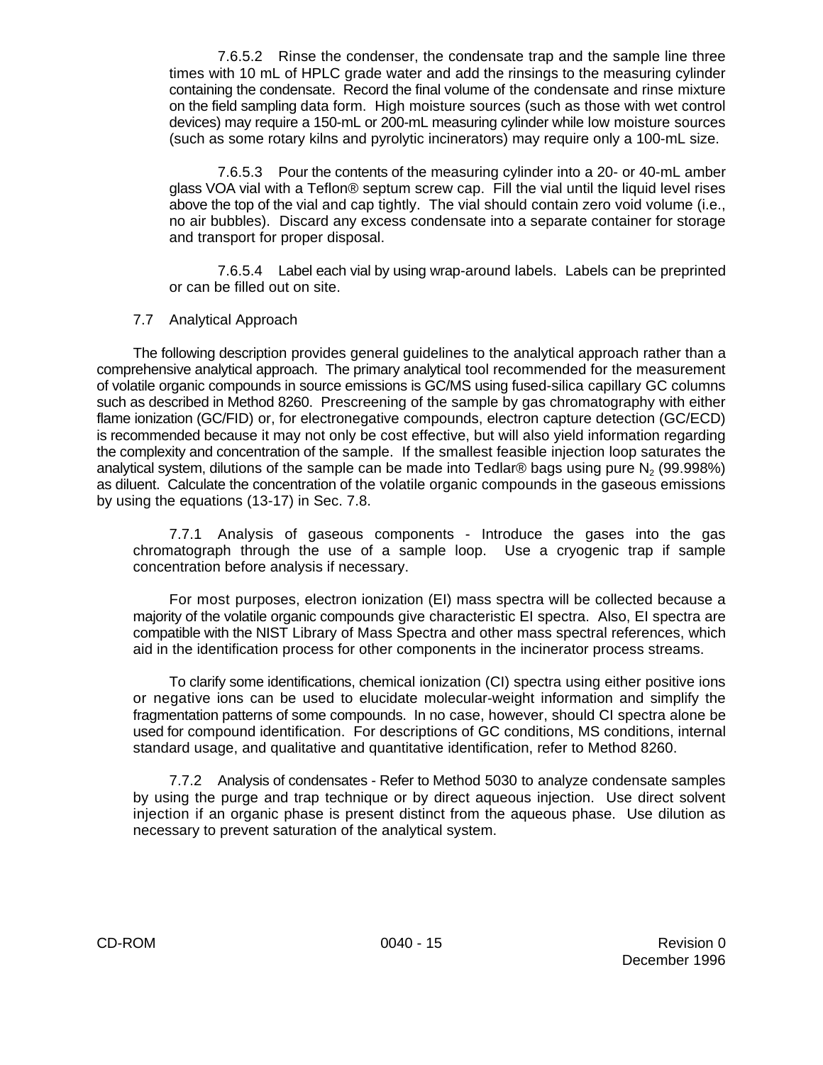7.6.5.2 Rinse the condenser, the condensate trap and the sample line three times with 10 mL of HPLC grade water and add the rinsings to the measuring cylinder containing the condensate. Record the final volume of the condensate and rinse mixture on the field sampling data form. High moisture sources (such as those with wet control devices) may require a 150-mL or 200-mL measuring cylinder while low moisture sources (such as some rotary kilns and pyrolytic incinerators) may require only a 100-mL size.

7.6.5.3 Pour the contents of the measuring cylinder into a 20- or 40-mL amber glass VOA vial with a Teflon® septum screw cap. Fill the vial until the liquid level rises above the top of the vial and cap tightly. The vial should contain zero void volume (i.e., no air bubbles). Discard any excess condensate into a separate container for storage and transport for proper disposal.

7.6.5.4 Label each vial by using wrap-around labels. Labels can be preprinted or can be filled out on site.

7.7 Analytical Approach

The following description provides general guidelines to the analytical approach rather than a comprehensive analytical approach. The primary analytical tool recommended for the measurement of volatile organic compounds in source emissions is GC/MS using fused-silica capillary GC columns such as described in Method 8260. Prescreening of the sample by gas chromatography with either flame ionization (GC/FID) or, for electronegative compounds, electron capture detection (GC/ECD) is recommended because it may not only be cost effective, but will also yield information regarding the complexity and concentration of the sample. If the smallest feasible injection loop saturates the analytical system, dilutions of the sample can be made into Tedlar® bags using pure $N_2$ (99.998%) as diluent. Calculate the concentration of the volatile organic compounds in the gaseous emissions by using the equations (13-17) in Sec. 7.8.

7.7.1 Analysis of gaseous components - Introduce the gases into the gas chromatograph through the use of a sample loop. Use a cryogenic trap if sample concentration before analysis if necessary.

For most purposes, electron ionization (EI) mass spectra will be collected because a majority of the volatile organic compounds give characteristic EI spectra. Also, EI spectra are compatible with the NIST Library of Mass Spectra and other mass spectral references, which aid in the identification process for other components in the incinerator process streams.

To clarify some identifications, chemical ionization (CI) spectra using either positive ions or negative ions can be used to elucidate molecular-weight information and simplify the fragmentation patterns of some compounds. In no case, however, should CI spectra alone be used for compound identification. For descriptions of GC conditions, MS conditions, internal standard usage, and qualitative and quantitative identification, refer to Method 8260.

7.7.2 Analysis of condensates - Refer to Method 5030 to analyze condensate samples by using the purge and trap technique or by direct aqueous injection. Use direct solvent injection if an organic phase is present distinct from the aqueous phase. Use dilution as necessary to prevent saturation of the analytical system.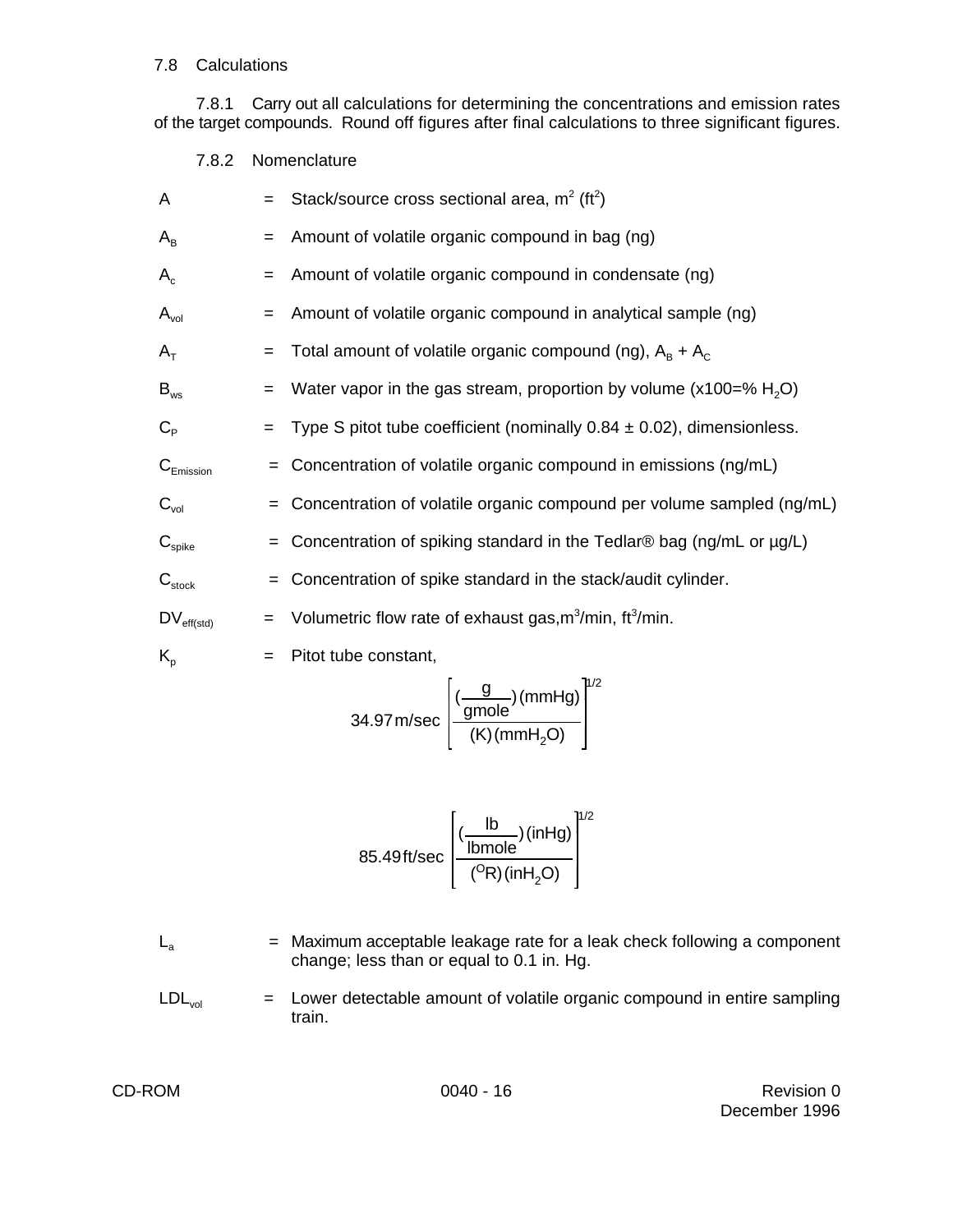### 7.8 Calculations

7.8.1 Carry out all calculations for determining the concentrations and emission rates of the target compounds. Round off figures after final calculations to three significant figures.

7.8.2 Nomenclature

$A$ = Stack/source cross sectional area, $m^2$ ($ft^2$)

$A_B$ = Amount of volatile organic compound in bag (ng)

$A_c$ = Amount of volatile organic compound in condensate (ng)

$A_{vol}$ = Amount of volatile organic compound in analytical sample (ng)

$A_T$ = Total amount of volatile organic compound (ng), $A_B + A_C$

$B_{ws}$ = Water vapor in the gas stream, proportion by volume (x100=% $H_2O$)

$C_P$ = Type S pitot tube coefficient (nominally 0.84 ± 0.02), dimensionless.

$C_{Emission}$ = Concentration of volatile organic compound in emissions (ng/mL)

$C_{vol}$ = Concentration of volatile organic compound per volume sampled (ng/mL)

$C_{spike}$ = Concentration of spiking standard in the Tedlar® bag (ng/mL or µg/L)

$C_{stock}$ = Concentration of spike standard in the stack/audit cylinder.

$DV_{eff(std)}$ = Volumetric flow rate of exhaust gas, $m^3$/min, $ft^3$/min.

$K_p$ = Pitot tube constant,

$$34.97\,\text{m/sec}\left[\frac{(\frac{\text{g}}{\text{gmole}})(\text{mmHg})}{(\text{K})(\text{mmH}_2\text{O})}\right]^{1/2}$$

$$85.49\,\text{ft/sec}\left[\frac{(\frac{\text{lb}}{\text{lbmole}})(\text{inHg})}{(^{\text{O}}\text{R})(\text{inH}_2\text{O})}\right]^{1/2}$$

$L_a$ = Maximum acceptable leakage rate for a leak check following a component change; less than or equal to 0.1 in. Hg.

$LDL_{vol}$ = Lower detectable amount of volatile organic compound in entire sampling train.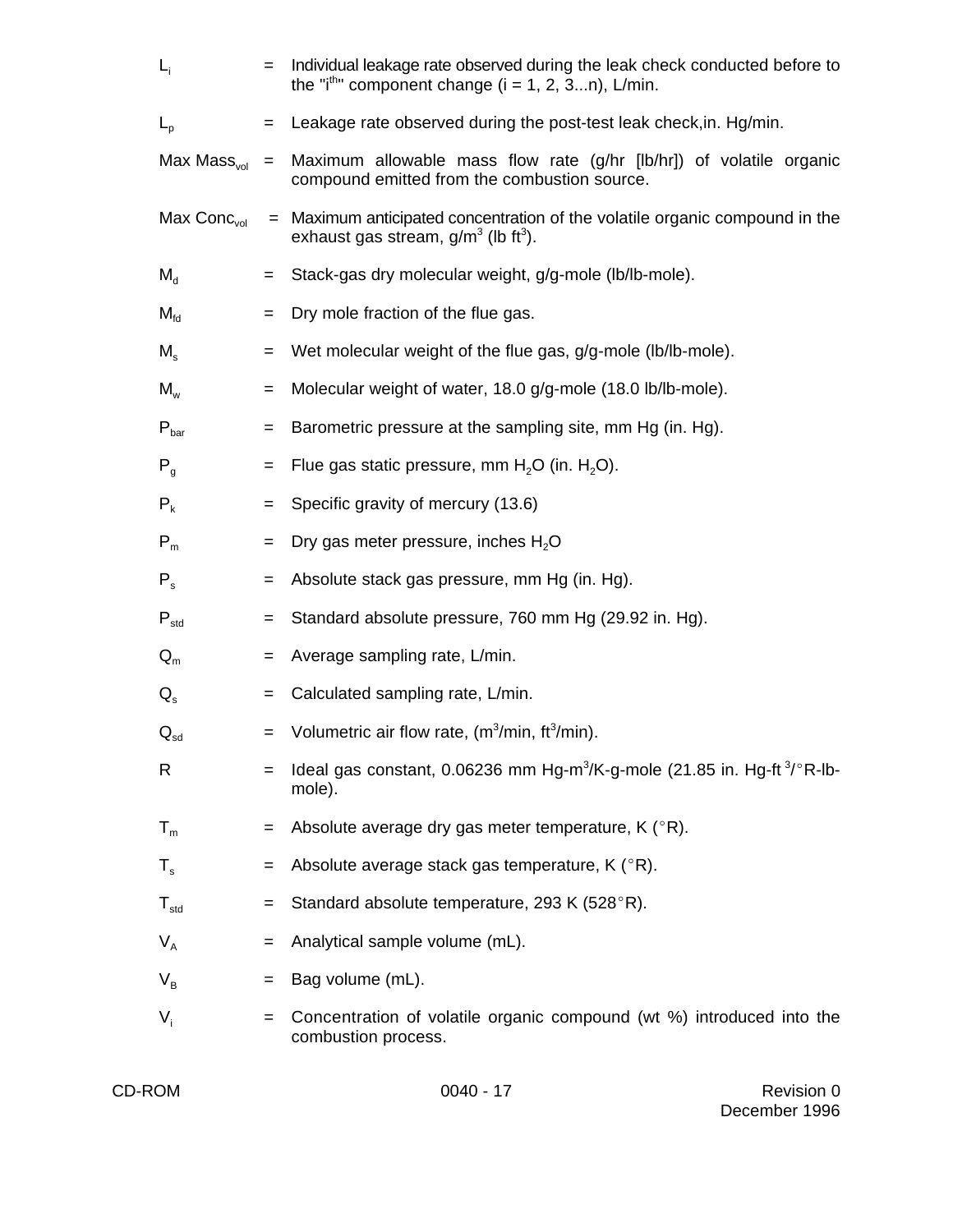$L_i$ = Individual leakage rate observed during the leak check conducted before to the "i[th]" component change (i = 1, 2, 3...n), L/min.

$L_p$ = Leakage rate observed during the post-test leak check,in. Hg/min.

Max $Mass_{vol}$ = Maximum allowable mass flow rate (g/hr [lb/hr]) of volatile organic compound emitted from the combustion source.

Max $Conc_{vol}$ = Maximum anticipated concentration of the volatile organic compound in the exhaust gas stream, $g/m^3$ (lb $ft^3$).

$M_d$ = Stack-gas dry molecular weight, g/g-mole (lb/lb-mole).

$M_{fd}$ = Dry mole fraction of the flue gas.

$M_s$ = Wet molecular weight of the flue gas, g/g-mole (lb/lb-mole).

$M_w$ = Molecular weight of water, 18.0 g/g-mole (18.0 lb/lb-mole).

$P_{bar}$ = Barometric pressure at the sampling site, mm Hg (in. Hg).

$P_g$ = Flue gas static pressure, mm $H_2O$ (in. $H_2O$).

$P_k$ = Specific gravity of mercury (13.6)

$P_m$ = Dry gas meter pressure, inches $H_2O$

$P_s$ = Absolute stack gas pressure, mm Hg (in. Hg).

$P_{std}$ = Standard absolute pressure, 760 mm Hg (29.92 in. Hg).

$Q_m$ = Average sampling rate, L/min.

$Q_s$ = Calculated sampling rate, L/min.

$Q_{sd}$ = Volumetric air flow rate, ($m^3$/min, $ft^3$/min).

R = Ideal gas constant, 0.06236 mm Hg-$m^3$/K-g-mole (21.85 in. Hg-$ft^3$/°R-lb-mole).

$T_m$ = Absolute average dry gas meter temperature, K (°R).

$T_s$ = Absolute average stack gas temperature, K (°R).

$T_{std}$ = Standard absolute temperature, 293 K (528°R).

$V_A$ = Analytical sample volume (mL).

$V_B$ = Bag volume (mL).

$V_i$ = Concentration of volatile organic compound (wt %) introduced into the combustion process.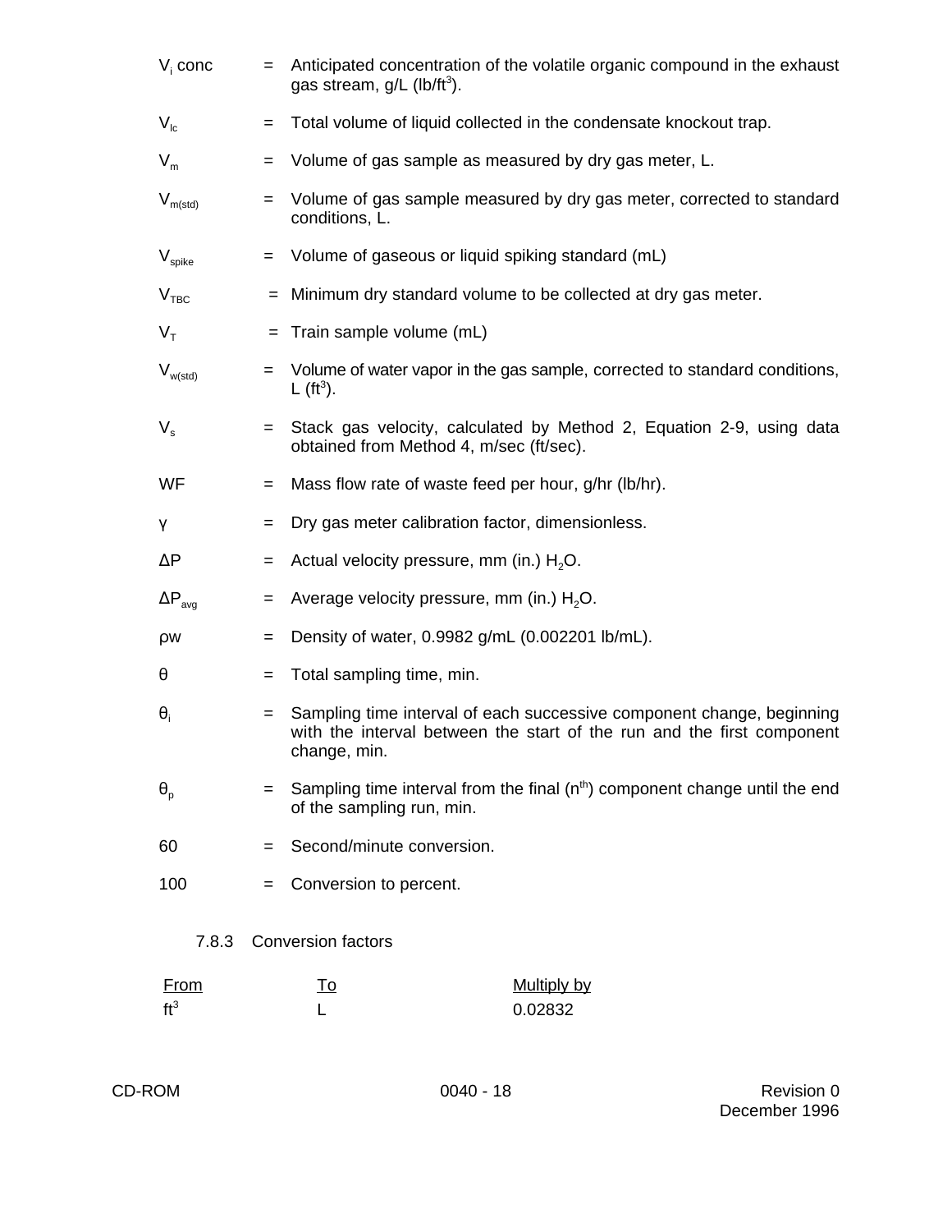$V_i$ conc = Anticipated concentration of the volatile organic compound in the exhaust gas stream, g/L (lb/$ft^3$).

$V_{lc}$ = Total volume of liquid collected in the condensate knockout trap.

$V_m$ = Volume of gas sample as measured by dry gas meter, L.

$V_{m(std)}$ = Volume of gas sample measured by dry gas meter, corrected to standard conditions, L.

$V_{spike}$ = Volume of gaseous or liquid spiking standard (mL)

$V_{TBC}$ = Minimum dry standard volume to be collected at dry gas meter.

$V_T$ = Train sample volume (mL)

$V_{w(std)}$ = Volume of water vapor in the gas sample, corrected to standard conditions, L ($ft^3$).

$V_s$ = Stack gas velocity, calculated by Method 2, Equation 2-9, using data obtained from Method 4, m/sec (ft/sec).

WF = Mass flow rate of waste feed per hour, g/hr (lb/hr).

$\gamma$ = Dry gas meter calibration factor, dimensionless.

$\Delta P$ = Actual velocity pressure, mm (in.) $H_2O$.

$\Delta P_{avg}$ = Average velocity pressure, mm (in.) $H_2O$.

$\rho w$ = Density of water, 0.9982 g/mL (0.002201 lb/mL).

$\theta$ = Total sampling time, min.

$\theta_i$ = Sampling time interval of each successive component change, beginning with the interval between the start of the run and the first component change, min.

$\theta_p$ = Sampling time interval from the final ($n^{th}$) component change until the end of the sampling run, min.

60 = Second/minute conversion.

100 = Conversion to percent.

7.8.3 Conversion factors

| From | To | Multiply by |
|---|---|---|
| $ft^3$ | L | 0.02832 |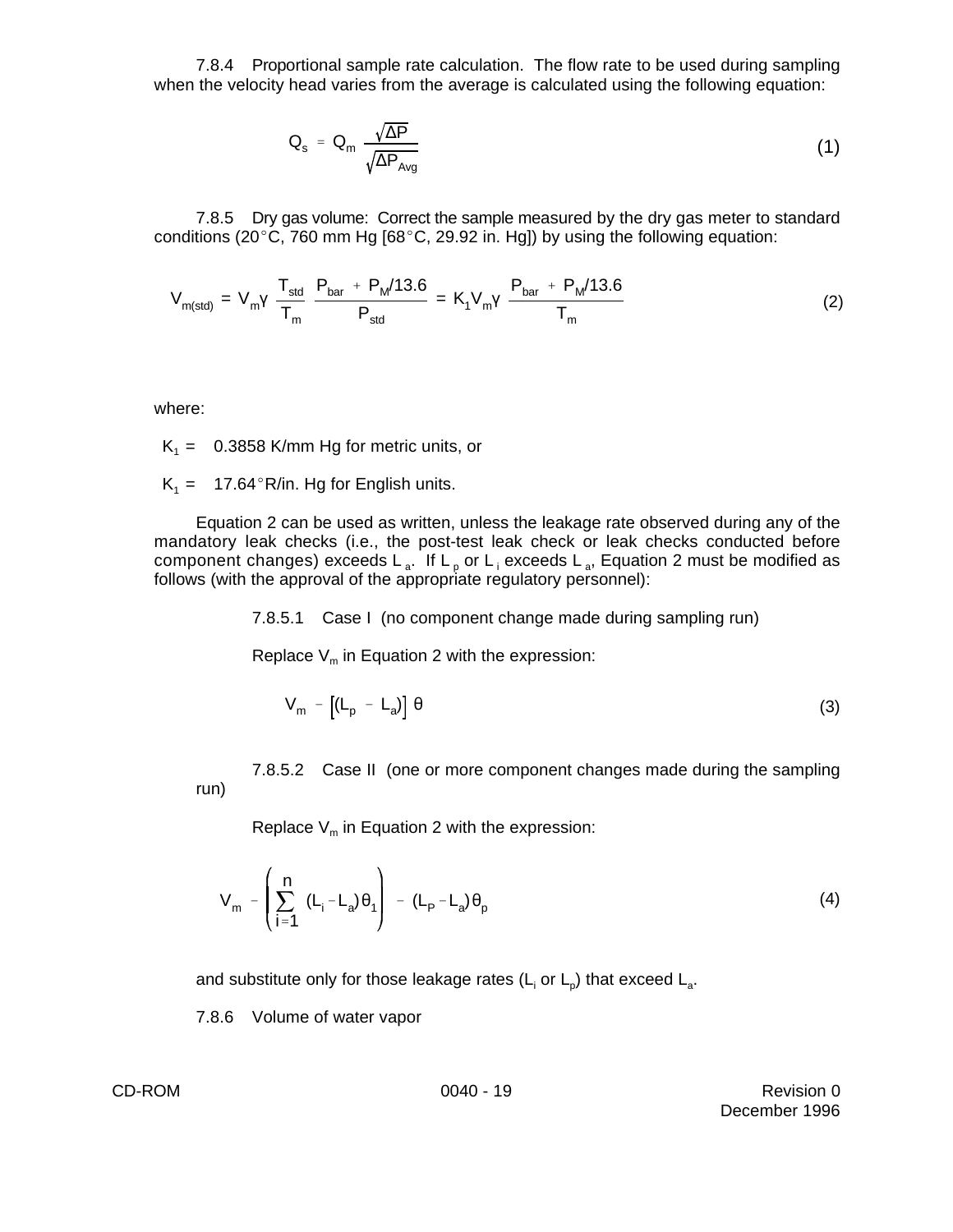7.8.4 Proportional sample rate calculation. The flow rate to be used during sampling when the velocity head varies from the average is calculated using the following equation:

$$Q_s = Q_m \frac{\sqrt{\Delta P}}{\sqrt{\Delta P_{Avg}}} \tag{1}$$

7.8.5 Dry gas volume: Correct the sample measured by the dry gas meter to standard conditions (20°C, 760 mm Hg [68°C, 29.92 in. Hg]) by using the following equation:

$$V_{m(std)} = V_m \gamma \frac{T_{std}}{T_m} \frac{P_{bar} + P_M/13.6}{P_{std}} = K_1 V_m \gamma \frac{P_{bar} + P_M/13.6}{T_m} \tag{2}$$

where:

$K_1$ = 0.3858 K/mm Hg for metric units, or

$K_1$ = 17.64°R/in. Hg for English units.

Equation 2 can be used as written, unless the leakage rate observed during any of the mandatory leak checks (i.e., the post-test leak check or leak checks conducted before component changes) exceeds $L_a$. If $L_p$ or $L_i$ exceeds $L_a$, Equation 2 must be modified as follows (with the approval of the appropriate regulatory personnel):

7.8.5.1 Case I (no component change made during sampling run)

Replace $V_m$ in Equation 2 with the expression:

$$V_m - \left[(L_p - L_a)\right] \theta \tag{3}$$

7.8.5.2 Case II (one or more component changes made during the sampling run)

Replace $V_m$ in Equation 2 with the expression:

$$V_m - \left( \sum_{i=1}^{n} (L_i - L_a)\theta_1 \right) - (L_P - L_a)\theta_p \tag{4}$$

and substitute only for those leakage rates ($L_i$ or $L_p$) that exceed $L_a$.

7.8.6 Volume of water vapor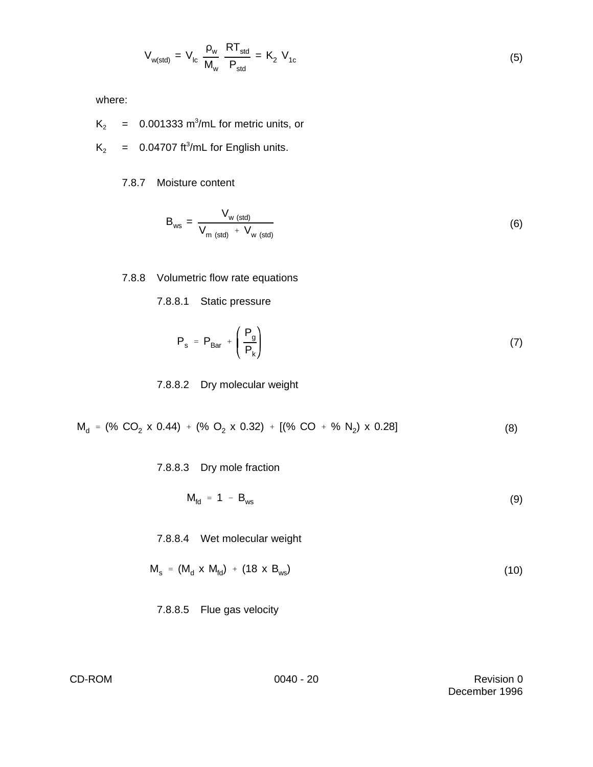$$V_{w(std)} = V_{lc} \frac{\rho_w}{M_w} \frac{RT_{std}}{P_{std}} = K_2 \, V_{1c} \tag{5}$$

where:

$K_2$ = 0.001333 $m^3$/mL for metric units, or

$K_2$ = 0.04707 $ft^3$/mL for English units.

7.8.7 Moisture content

$$B_{ws} = \frac{V_{w\,(std)}}{V_{m\,(std)} + V_{w\,(std)}} \tag{6}$$

7.8.8 Volumetric flow rate equations

7.8.8.1 Static pressure

$$P_s = P_{Bar} + \left( \frac{P_g}{P_k} \right) \tag{7}$$

7.8.8.2 Dry molecular weight

$$M_d = (\%\ CO_2 \times 0.44) + (\%\ O_2 \times 0.32) + [(\%\ CO + \%\ N_2) \times 0.28] \tag{8}$$

7.8.8.3 Dry mole fraction

$$M_{fd} = 1 - B_{ws} \tag{9}$$

7.8.8.4 Wet molecular weight

$$M_s = (M_d \times M_{fd}) + (18 \times B_{ws}) \tag{10}$$

7.8.8.5 Flue gas velocity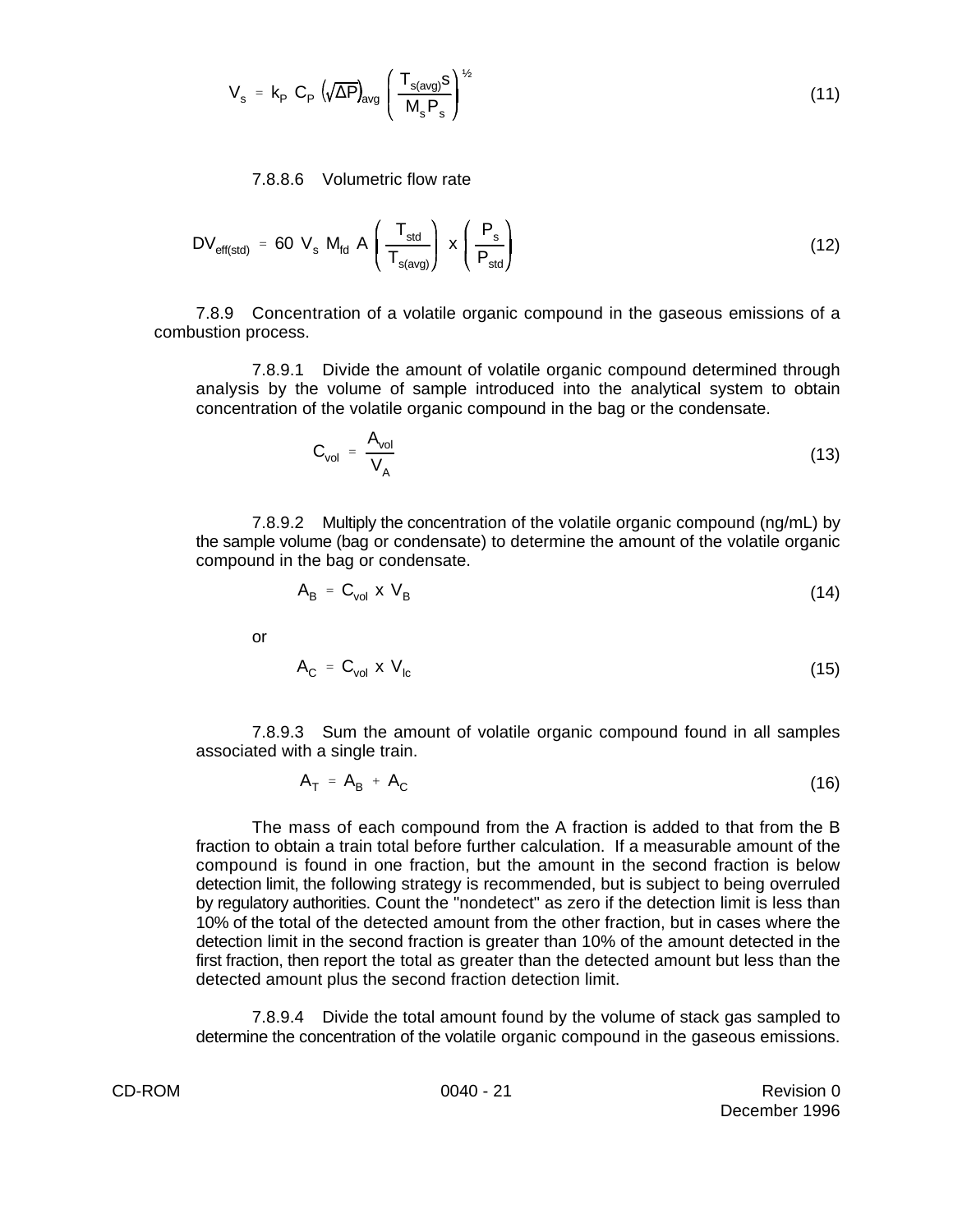$$V_s = k_P \; C_P \; \left(\sqrt{\Delta P}\right)_{avg} \; \left(\frac{T_{s(avg)}S}{M_s P_s}\right)^{½} \tag{11}$$

7.8.8.6 Volumetric flow rate

$$DV_{eff(std)} = 60 \; V_s \; M_{fd} \; A \; \left(\frac{T_{std}}{T_{s(avg)}}\right) \; x \; \left(\frac{P_s}{P_{std}}\right) \tag{12}$$

7.8.9 Concentration of a volatile organic compound in the gaseous emissions of a combustion process.

7.8.9.1 Divide the amount of volatile organic compound determined through analysis by the volume of sample introduced into the analytical system to obtain concentration of the volatile organic compound in the bag or the condensate.

$$C_{vol} = \frac{A_{vol}}{V_A} \tag{13}$$

7.8.9.2 Multiply the concentration of the volatile organic compound (ng/mL) by the sample volume (bag or condensate) to determine the amount of the volatile organic compound in the bag or condensate.

$$A_B = C_{vol} \; x \; V_B \tag{14}$$

or

$$A_C = C_{vol} \; x \; V_{lc} \tag{15}$$

7.8.9.3 Sum the amount of volatile organic compound found in all samples associated with a single train.

$$A_T = A_B + A_C \tag{16}$$

The mass of each compound from the A fraction is added to that from the B fraction to obtain a train total before further calculation. If a measurable amount of the compound is found in one fraction, but the amount in the second fraction is below detection limit, the following strategy is recommended, but is subject to being overruled by regulatory authorities. Count the "nondetect" as zero if the detection limit is less than 10% of the total of the detected amount from the other fraction, but in cases where the detection limit in the second fraction is greater than 10% of the amount detected in the first fraction, then report the total as greater than the detected amount but less than the detected amount plus the second fraction detection limit.

7.8.9.4 Divide the total amount found by the volume of stack gas sampled to determine the concentration of the volatile organic compound in the gaseous emissions.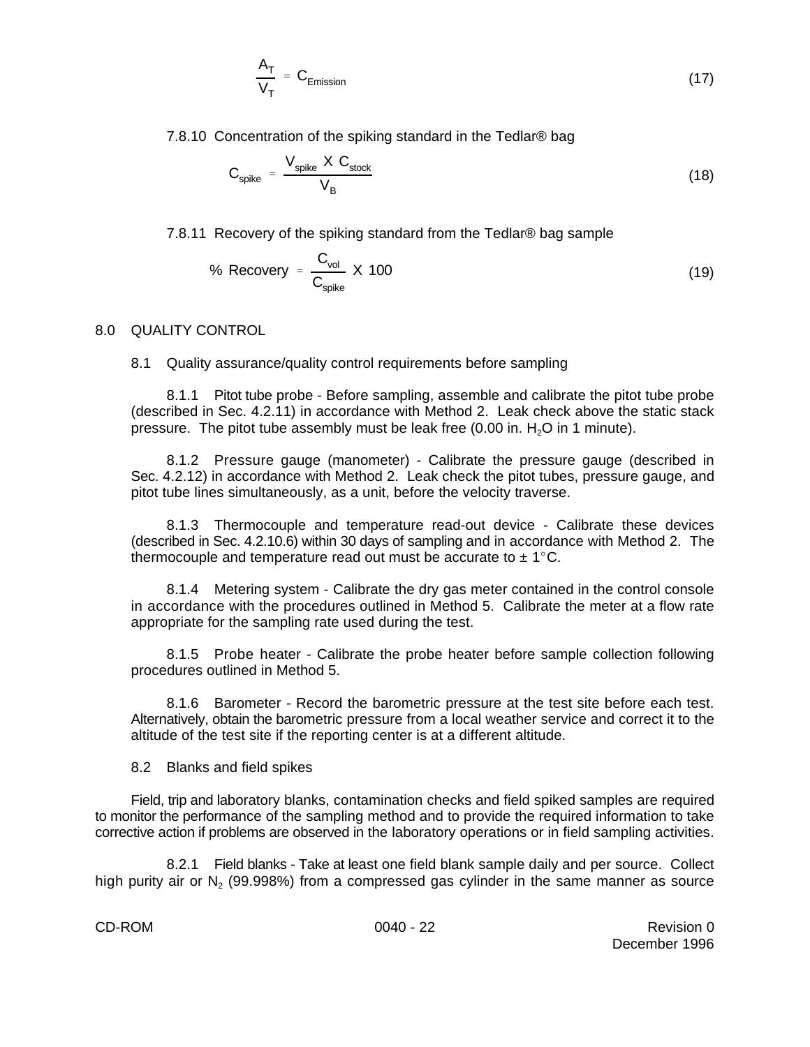$$\frac{A_T}{V_T} = C_{Emission} \tag{17}$$

7.8.10 Concentration of the spiking standard in the Tedlar® bag

$$C_{spike} = \frac{V_{spike} \ X \ C_{stock}}{V_B} \tag{18}$$

7.8.11 Recovery of the spiking standard from the Tedlar® bag sample

$$\% \text{ Recovery} = \frac{C_{vol}}{C_{spike}} \ X \ 100 \tag{19}$$

## 8.0 QUALITY CONTROL

### 8.1 Quality assurance/quality control requirements before sampling

8.1.1 Pitot tube probe - Before sampling, assemble and calibrate the pitot tube probe (described in Sec. 4.2.11) in accordance with Method 2. Leak check above the static stack pressure. The pitot tube assembly must be leak free (0.00 in. $H_2O$ in 1 minute).

8.1.2 Pressure gauge (manometer) - Calibrate the pressure gauge (described in Sec. 4.2.12) in accordance with Method 2. Leak check the pitot tubes, pressure gauge, and pitot tube lines simultaneously, as a unit, before the velocity traverse.

8.1.3 Thermocouple and temperature read-out device - Calibrate these devices (described in Sec. 4.2.10.6) within 30 days of sampling and in accordance with Method 2. The thermocouple and temperature read out must be accurate to $\pm$ 1°C.

8.1.4 Metering system - Calibrate the dry gas meter contained in the control console in accordance with the procedures outlined in Method 5. Calibrate the meter at a flow rate appropriate for the sampling rate used during the test.

8.1.5 Probe heater - Calibrate the probe heater before sample collection following procedures outlined in Method 5.

8.1.6 Barometer - Record the barometric pressure at the test site before each test. Alternatively, obtain the barometric pressure from a local weather service and correct it to the altitude of the test site if the reporting center is at a different altitude.

### 8.2 Blanks and field spikes

Field, trip and laboratory blanks, contamination checks and field spiked samples are required to monitor the performance of the sampling method and to provide the required information to take corrective action if problems are observed in the laboratory operations or in field sampling activities.

8.2.1 Field blanks - Take at least one field blank sample daily and per source. Collect high purity air or $N_2$ (99.998%) from a compressed gas cylinder in the same manner as source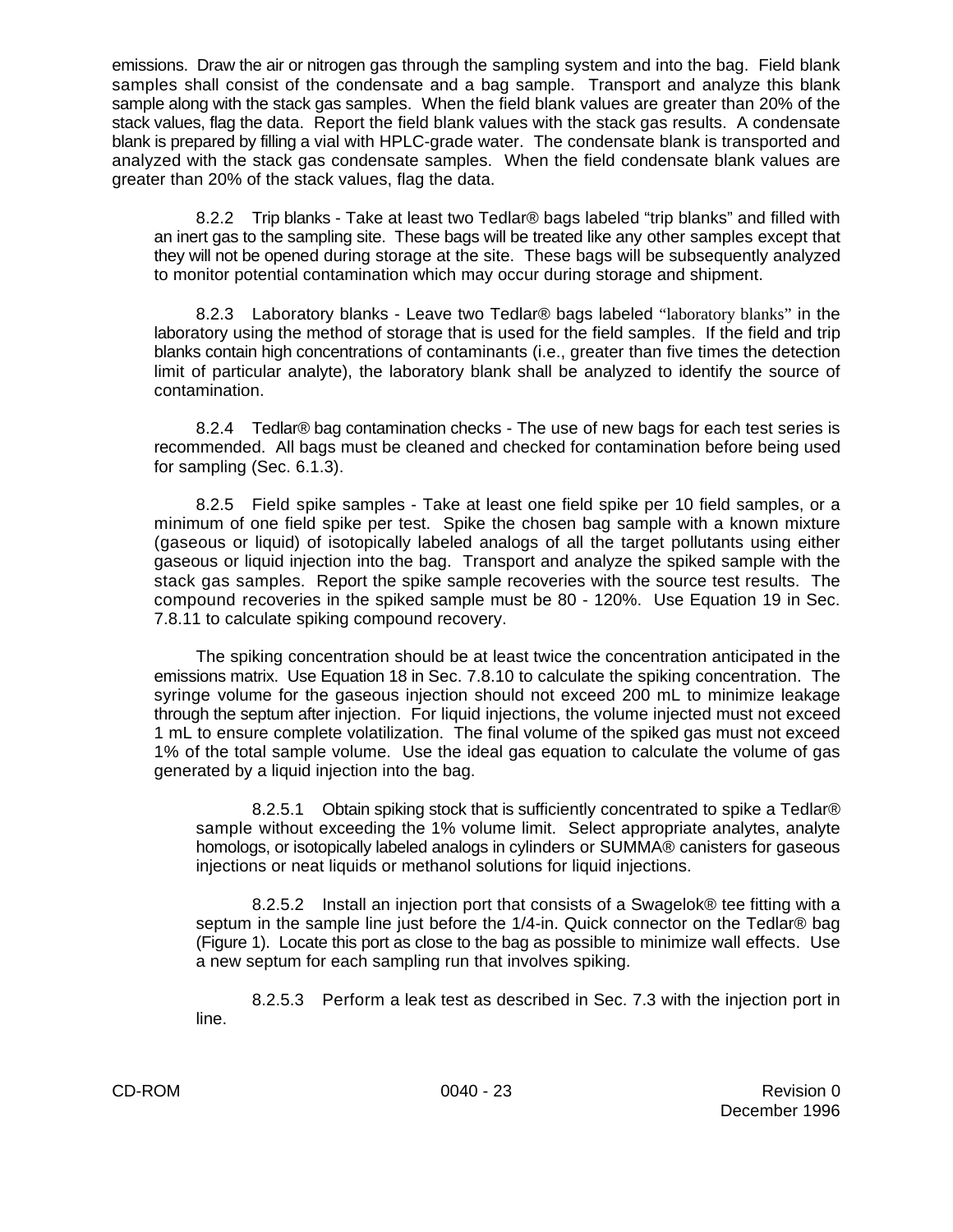emissions. Draw the air or nitrogen gas through the sampling system and into the bag. Field blank samples shall consist of the condensate and a bag sample. Transport and analyze this blank sample along with the stack gas samples. When the field blank values are greater than 20% of the stack values, flag the data. Report the field blank values with the stack gas results. A condensate blank is prepared by filling a vial with HPLC-grade water. The condensate blank is transported and analyzed with the stack gas condensate samples. When the field condensate blank values are greater than 20% of the stack values, flag the data.

8.2.2 Trip blanks - Take at least two Tedlar® bags labeled "trip blanks" and filled with an inert gas to the sampling site. These bags will be treated like any other samples except that they will not be opened during storage at the site. These bags will be subsequently analyzed to monitor potential contamination which may occur during storage and shipment.

8.2.3 Laboratory blanks - Leave two Tedlar® bags labeled "laboratory blanks" in the laboratory using the method of storage that is used for the field samples. If the field and trip blanks contain high concentrations of contaminants (i.e., greater than five times the detection limit of particular analyte), the laboratory blank shall be analyzed to identify the source of contamination.

8.2.4 Tedlar® bag contamination checks - The use of new bags for each test series is recommended. All bags must be cleaned and checked for contamination before being used for sampling (Sec. 6.1.3).

8.2.5 Field spike samples - Take at least one field spike per 10 field samples, or a minimum of one field spike per test. Spike the chosen bag sample with a known mixture (gaseous or liquid) of isotopically labeled analogs of all the target pollutants using either gaseous or liquid injection into the bag. Transport and analyze the spiked sample with the stack gas samples. Report the spike sample recoveries with the source test results. The compound recoveries in the spiked sample must be 80 - 120%. Use Equation 19 in Sec. 7.8.11 to calculate spiking compound recovery.

The spiking concentration should be at least twice the concentration anticipated in the emissions matrix. Use Equation 18 in Sec. 7.8.10 to calculate the spiking concentration. The syringe volume for the gaseous injection should not exceed 200 mL to minimize leakage through the septum after injection. For liquid injections, the volume injected must not exceed 1 mL to ensure complete volatilization. The final volume of the spiked gas must not exceed 1% of the total sample volume. Use the ideal gas equation to calculate the volume of gas generated by a liquid injection into the bag.

8.2.5.1 Obtain spiking stock that is sufficiently concentrated to spike a Tedlar® sample without exceeding the 1% volume limit. Select appropriate analytes, analyte homologs, or isotopically labeled analogs in cylinders or SUMMA® canisters for gaseous injections or neat liquids or methanol solutions for liquid injections.

8.2.5.2 Install an injection port that consists of a Swagelok® tee fitting with a septum in the sample line just before the 1/4-in. Quick connector on the Tedlar® bag (Figure 1). Locate this port as close to the bag as possible to minimize wall effects. Use a new septum for each sampling run that involves spiking.

8.2.5.3 Perform a leak test as described in Sec. 7.3 with the injection port in line.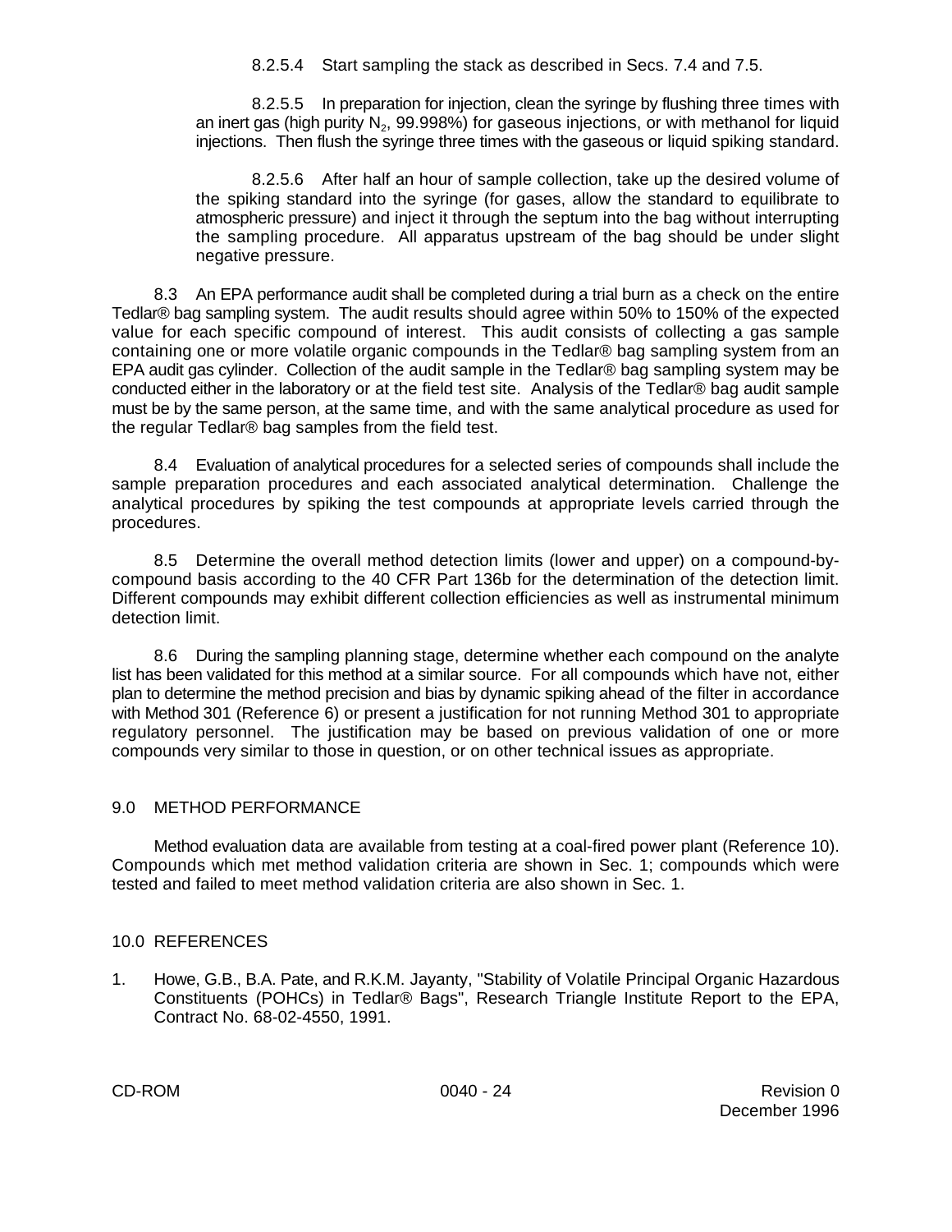8.2.5.4 Start sampling the stack as described in Secs. 7.4 and 7.5.

8.2.5.5 In preparation for injection, clean the syringe by flushing three times with an inert gas (high purity $N_2$, 99.998%) for gaseous injections, or with methanol for liquid injections. Then flush the syringe three times with the gaseous or liquid spiking standard.

8.2.5.6 After half an hour of sample collection, take up the desired volume of the spiking standard into the syringe (for gases, allow the standard to equilibrate to atmospheric pressure) and inject it through the septum into the bag without interrupting the sampling procedure. All apparatus upstream of the bag should be under slight negative pressure.

8.3 An EPA performance audit shall be completed during a trial burn as a check on the entire Tedlar® bag sampling system. The audit results should agree within 50% to 150% of the expected value for each specific compound of interest. This audit consists of collecting a gas sample containing one or more volatile organic compounds in the Tedlar® bag sampling system from an EPA audit gas cylinder. Collection of the audit sample in the Tedlar® bag sampling system may be conducted either in the laboratory or at the field test site. Analysis of the Tedlar® bag audit sample must be by the same person, at the same time, and with the same analytical procedure as used for the regular Tedlar® bag samples from the field test.

8.4 Evaluation of analytical procedures for a selected series of compounds shall include the sample preparation procedures and each associated analytical determination. Challenge the analytical procedures by spiking the test compounds at appropriate levels carried through the procedures.

8.5 Determine the overall method detection limits (lower and upper) on a compound-by-compound basis according to the 40 CFR Part 136b for the determination of the detection limit. Different compounds may exhibit different collection efficiencies as well as instrumental minimum detection limit.

8.6 During the sampling planning stage, determine whether each compound on the analyte list has been validated for this method at a similar source. For all compounds which have not, either plan to determine the method precision and bias by dynamic spiking ahead of the filter in accordance with Method 301 (Reference 6) or present a justification for not running Method 301 to appropriate regulatory personnel. The justification may be based on previous validation of one or more compounds very similar to those in question, or on other technical issues as appropriate.

## 9.0 METHOD PERFORMANCE

Method evaluation data are available from testing at a coal-fired power plant (Reference 10). Compounds which met method validation criteria are shown in Sec. 1; compounds which were tested and failed to meet method validation criteria are also shown in Sec. 1.

## 10.0 REFERENCES

1. Howe, G.B., B.A. Pate, and R.K.M. Jayanty, "Stability of Volatile Principal Organic Hazardous Constituents (POHCs) in Tedlar® Bags", Research Triangle Institute Report to the EPA, Contract No. 68-02-4550, 1991.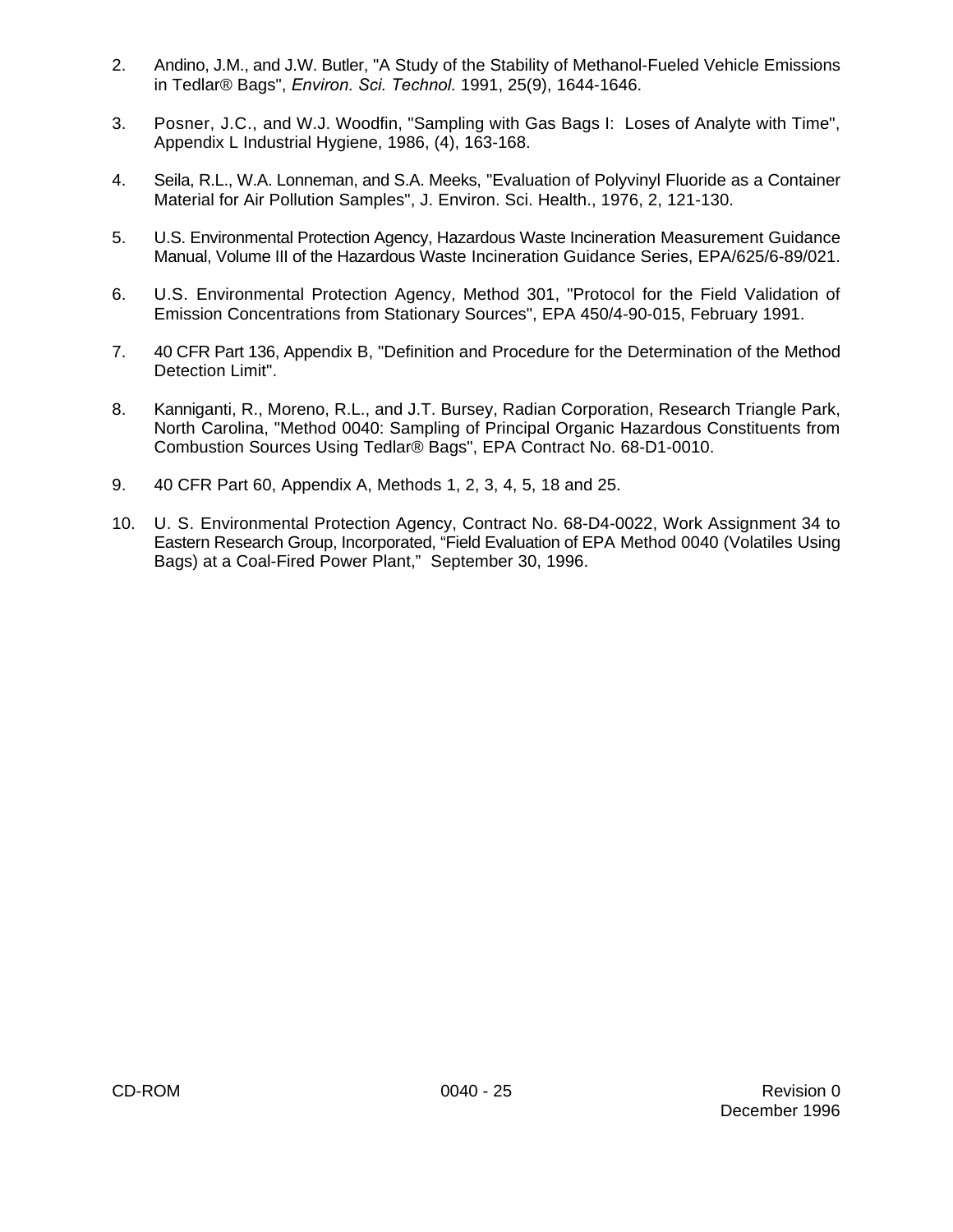2. Andino, J.M., and J.W. Butler, "A Study of the Stability of Methanol-Fueled Vehicle Emissions in Tedlar® Bags", *Environ. Sci. Technol.* 1991, 25(9), 1644-1646.

3. Posner, J.C., and W.J. Woodfin, "Sampling with Gas Bags I: Loses of Analyte with Time", Appendix L Industrial Hygiene, 1986, (4), 163-168.

4. Seila, R.L., W.A. Lonneman, and S.A. Meeks, "Evaluation of Polyvinyl Fluoride as a Container Material for Air Pollution Samples", J. Environ. Sci. Health., 1976, 2, 121-130.

5. U.S. Environmental Protection Agency, Hazardous Waste Incineration Measurement Guidance Manual, Volume III of the Hazardous Waste Incineration Guidance Series, EPA/625/6-89/021.

6. U.S. Environmental Protection Agency, Method 301, "Protocol for the Field Validation of Emission Concentrations from Stationary Sources", EPA 450/4-90-015, February 1991.

7. 40 CFR Part 136, Appendix B, "Definition and Procedure for the Determination of the Method Detection Limit".

8. Kanniganti, R., Moreno, R.L., and J.T. Bursey, Radian Corporation, Research Triangle Park, North Carolina, "Method 0040: Sampling of Principal Organic Hazardous Constituents from Combustion Sources Using Tedlar® Bags", EPA Contract No. 68-D1-0010.

9. 40 CFR Part 60, Appendix A, Methods 1, 2, 3, 4, 5, 18 and 25.

10. U. S. Environmental Protection Agency, Contract No. 68-D4-0022, Work Assignment 34 to Eastern Research Group, Incorporated, "Field Evaluation of EPA Method 0040 (Volatiles Using Bags) at a Coal-Fired Power Plant," September 30, 1996.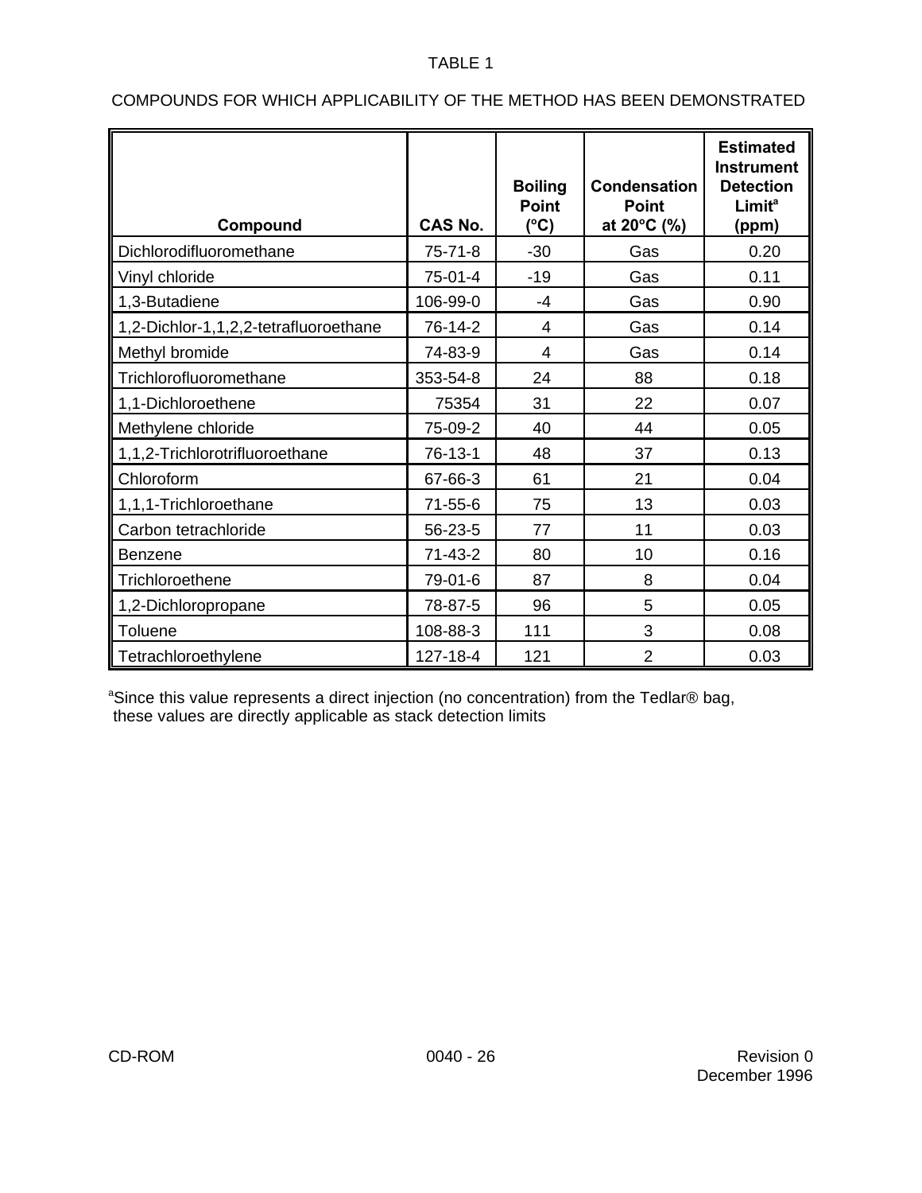TABLE 1

COMPOUNDS FOR WHICH APPLICABILITY OF THE METHOD HAS BEEN DEMONSTRATED

| Compound | CAS No. | Boiling Point (°C) | Condensation Point at 20°C (%) | Estimated Instrument Detection Limit[a] (ppm) |
|---|---|---|---|---|
| Dichlorodifluoromethane | 75-71-8 | -30 | Gas | 0.20 |
| Vinyl chloride | 75-01-4 | -19 | Gas | 0.11 |
| 1,3-Butadiene | 106-99-0 | -4 | Gas | 0.90 |
| 1,2-Dichlor-1,1,2,2-tetrafluoroethane | 76-14-2 | 4 | Gas | 0.14 |
| Methyl bromide | 74-83-9 | 4 | Gas | 0.14 |
| Trichlorofluoromethane | 353-54-8 | 24 | 88 | 0.18 |
| 1,1-Dichloroethene | 75354 | 31 | 22 | 0.07 |
| Methylene chloride | 75-09-2 | 40 | 44 | 0.05 |
| 1,1,2-Trichlorotrifluoroethane | 76-13-1 | 48 | 37 | 0.13 |
| Chloroform | 67-66-3 | 61 | 21 | 0.04 |
| 1,1,1-Trichloroethane | 71-55-6 | 75 | 13 | 0.03 |
| Carbon tetrachloride | 56-23-5 | 77 | 11 | 0.03 |
| Benzene | 71-43-2 | 80 | 10 | 0.16 |
| Trichloroethene | 79-01-6 | 87 | 8 | 0.04 |
| 1,2-Dichloropropane | 78-87-5 | 96 | 5 | 0.05 |
| Toluene | 108-88-3 | 111 | 3 | 0.08 |
| Tetrachloroethylene | 127-18-4 | 121 | 2 | 0.03 |

[a]Since this value represents a direct injection (no concentration) from the Tedlar® bag, these values are directly applicable as stack detection limits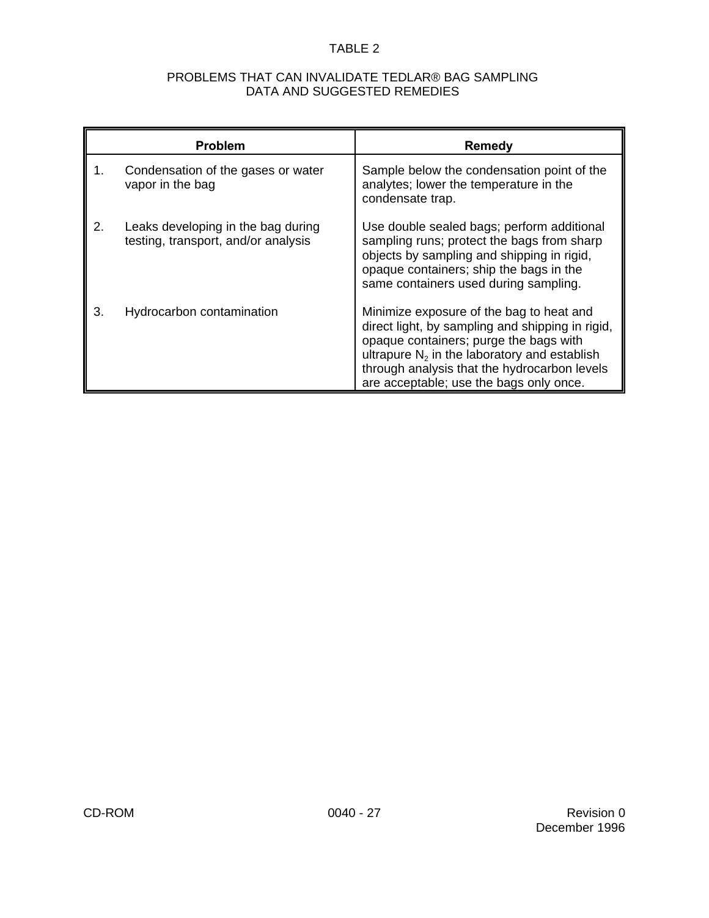TABLE 2

PROBLEMS THAT CAN INVALIDATE TEDLAR® BAG SAMPLING DATA AND SUGGESTED REMEDIES

| Problem | Remedy |
| --- | --- |
| 1. Condensation of the gases or water vapor in the bag | Sample below the condensation point of the analytes; lower the temperature in the condensate trap. |
| 2. Leaks developing in the bag during testing, transport, and/or analysis | Use double sealed bags; perform additional sampling runs; protect the bags from sharp objects by sampling and shipping in rigid, opaque containers; ship the bags in the same containers used during sampling. |
| 3. Hydrocarbon contamination | Minimize exposure of the bag to heat and direct light, by sampling and shipping in rigid, opaque containers; purge the bags with ultrapure $N_2$ in the laboratory and establish through analysis that the hydrocarbon levels are acceptable; use the bags only once. |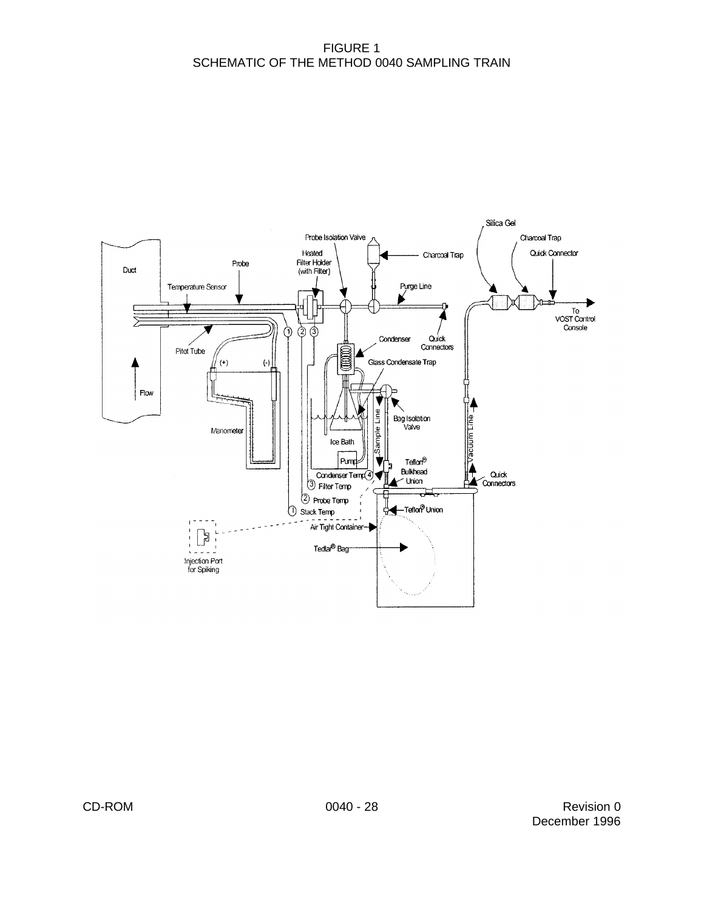FIGURE 1
SCHEMATIC OF THE METHOD 0040 SAMPLING TRAIN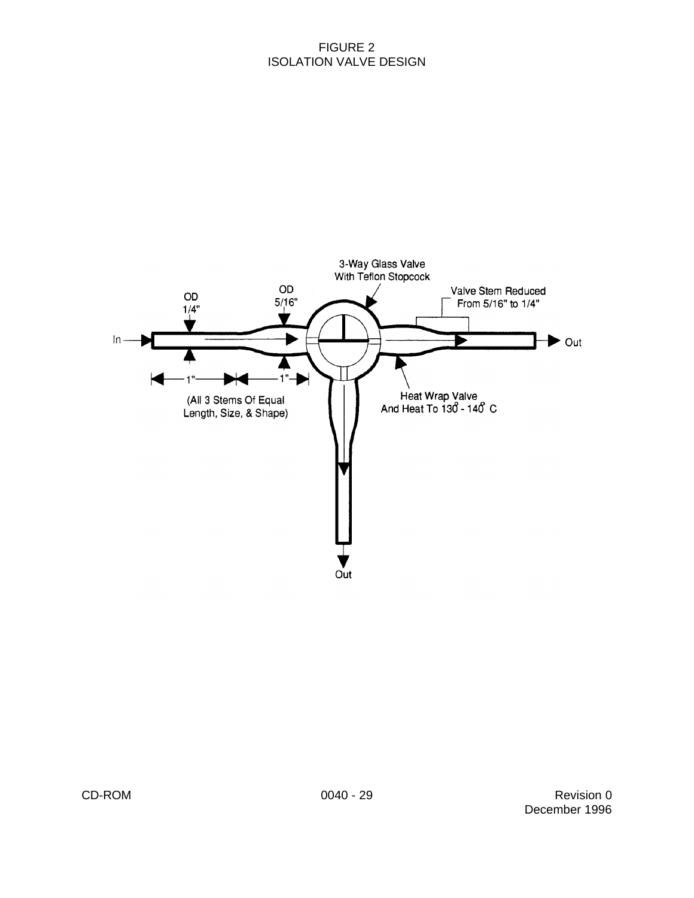# FIGURE 2
# ISOLATION VALVE DESIGN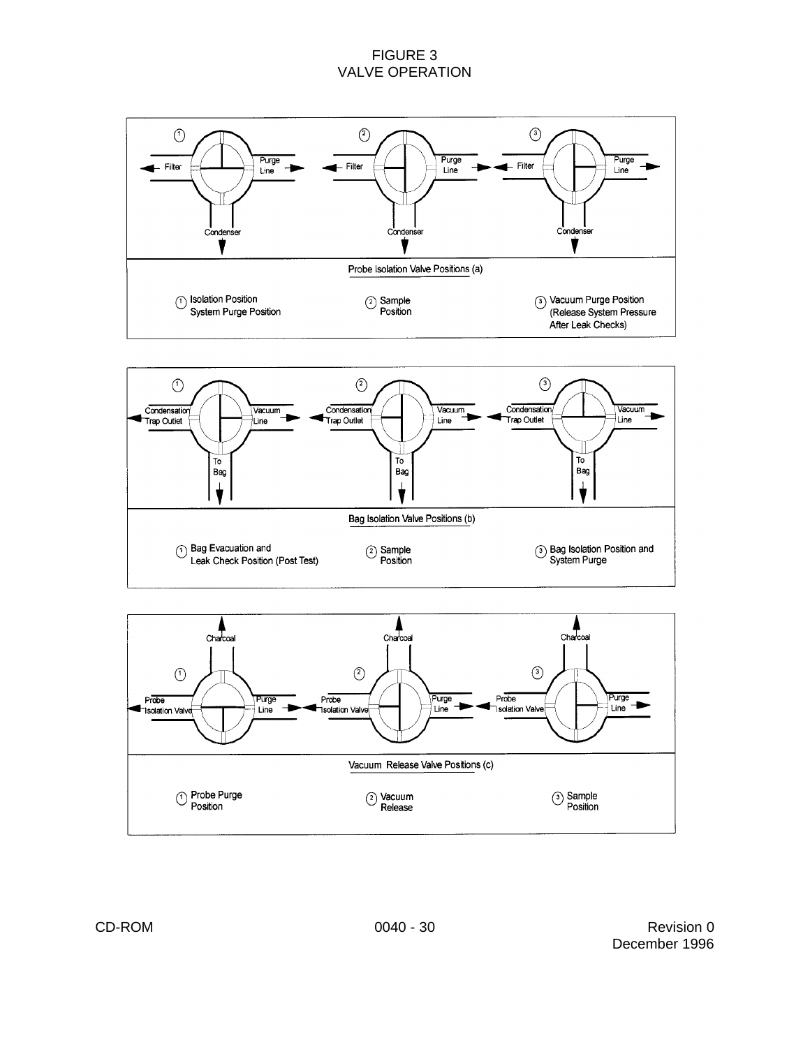# FIGURE 3
# VALVE OPERATION

Filter | Purge Line | Condenser

Probe Isolation Valve Positions (a)

1. Isolation Position System Purge Position
2. Sample Position
3. Vacuum Purge Position (Release System Pressure After Leak Checks)

Condensation Trap Outlet | Vacuum Line | To Bag

Bag Isolation Valve Positions (b)

1. Bag Evacuation and Leak Check Position (Post Test)
2. Sample Position
3. Bag Isolation Position and System Purge

Charcoal | Probe Isolation Valve | Purge Line

Vacuum Release Valve Positions (c)

1. Probe Purge Position
2. Vacuum Release
3. Sample Position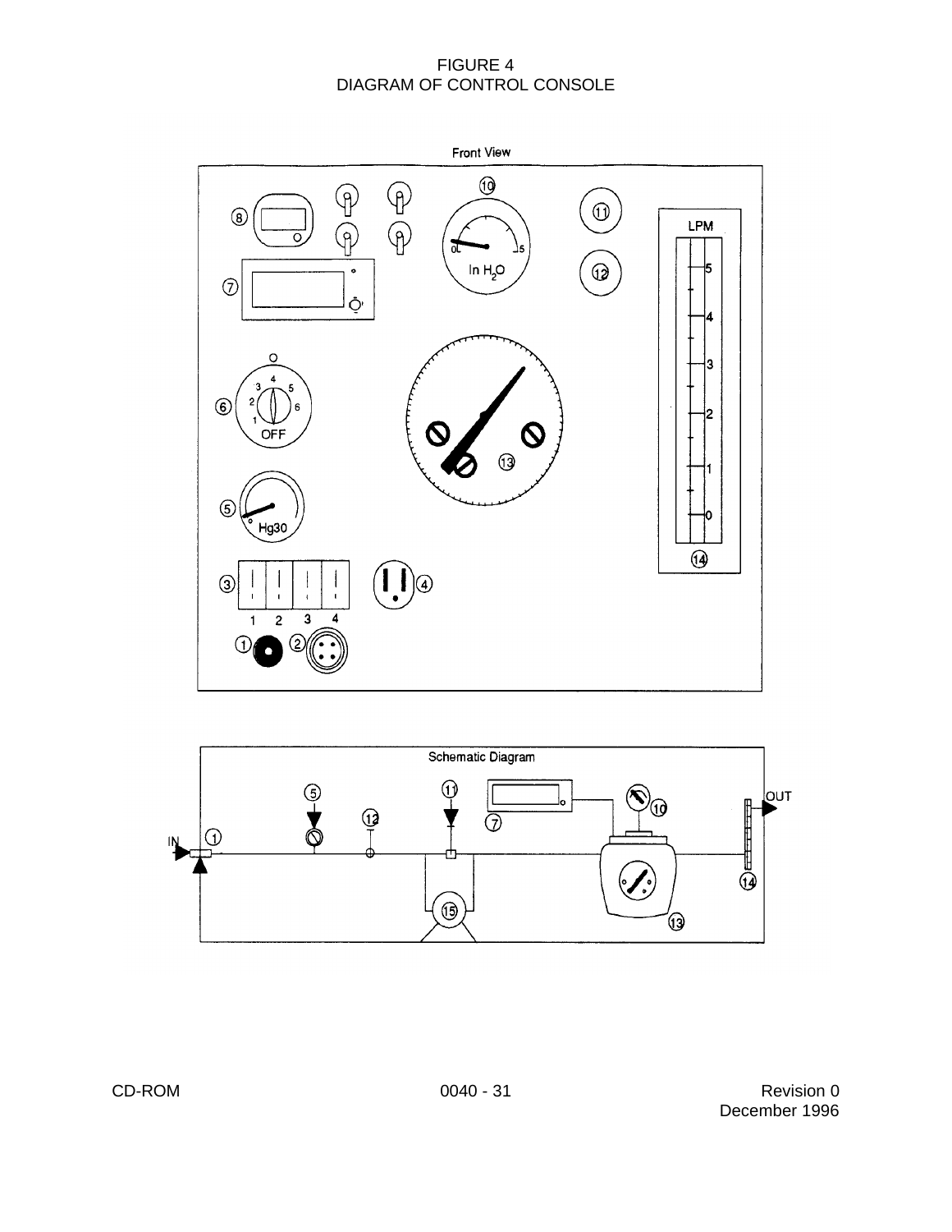# FIGURE 4
## DIAGRAM OF CONTROL CONSOLE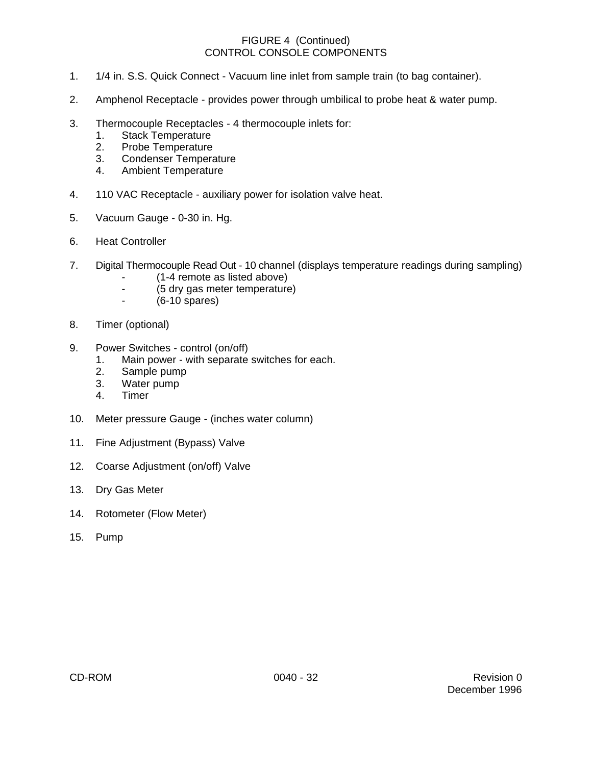FIGURE 4 (Continued)
CONTROL CONSOLE COMPONENTS

1. 1/4 in. S.S. Quick Connect - Vacuum line inlet from sample train (to bag container).

2. Amphenol Receptacle - provides power through umbilical to probe heat & water pump.

3. Thermocouple Receptacles - 4 thermocouple inlets for:
   1. Stack Temperature
   2. Probe Temperature
   3. Condenser Temperature
   4. Ambient Temperature

4. 110 VAC Receptacle - auxiliary power for isolation valve heat.

5. Vacuum Gauge - 0-30 in. Hg.

6. Heat Controller

7. Digital Thermocouple Read Out - 10 channel (displays temperature readings during sampling)
   - (1-4 remote as listed above)
   - (5 dry gas meter temperature)
   - (6-10 spares)

8. Timer (optional)

9. Power Switches - control (on/off)
   1. Main power - with separate switches for each.
   2. Sample pump
   3. Water pump
   4. Timer

10. Meter pressure Gauge - (inches water column)

11. Fine Adjustment (Bypass) Valve

12. Coarse Adjustment (on/off) Valve

13. Dry Gas Meter

14. Rotometer (Flow Meter)

15. Pump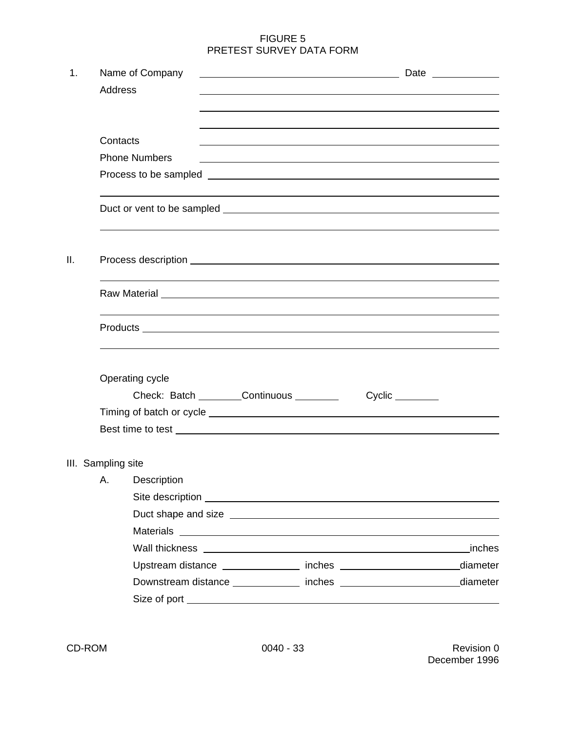# FIGURE 5
## PRETEST SURVEY DATA FORM

1. Name of Company ______________________________ Date __________

   Address ______________________________

   ______________________________

   ______________________________

   Contacts ______________________________

   Phone Numbers ______________________________

   Process to be sampled ______________________________

   ______________________________

   Duct or vent to be sampled ______________________________

   ______________________________

II. Process description ______________________________

   ______________________________

   Raw Material ______________________________

   ______________________________

   Products ______________________________

   ______________________________

   Operating cycle

   Check: Batch ________ Continuous ________ Cyclic ________

   Timing of batch or cycle ______________________________

   Best time to test ______________________________

III. Sampling site

   A. Description

      Site description ______________________________

      Duct shape and size ______________________________

      Materials ______________________________

      Wall thickness ______________________________ inches

      Upstream distance ____________ inches ____________ diameter

      Downstream distance ____________ inches ____________ diameter

      Size of port ______________________________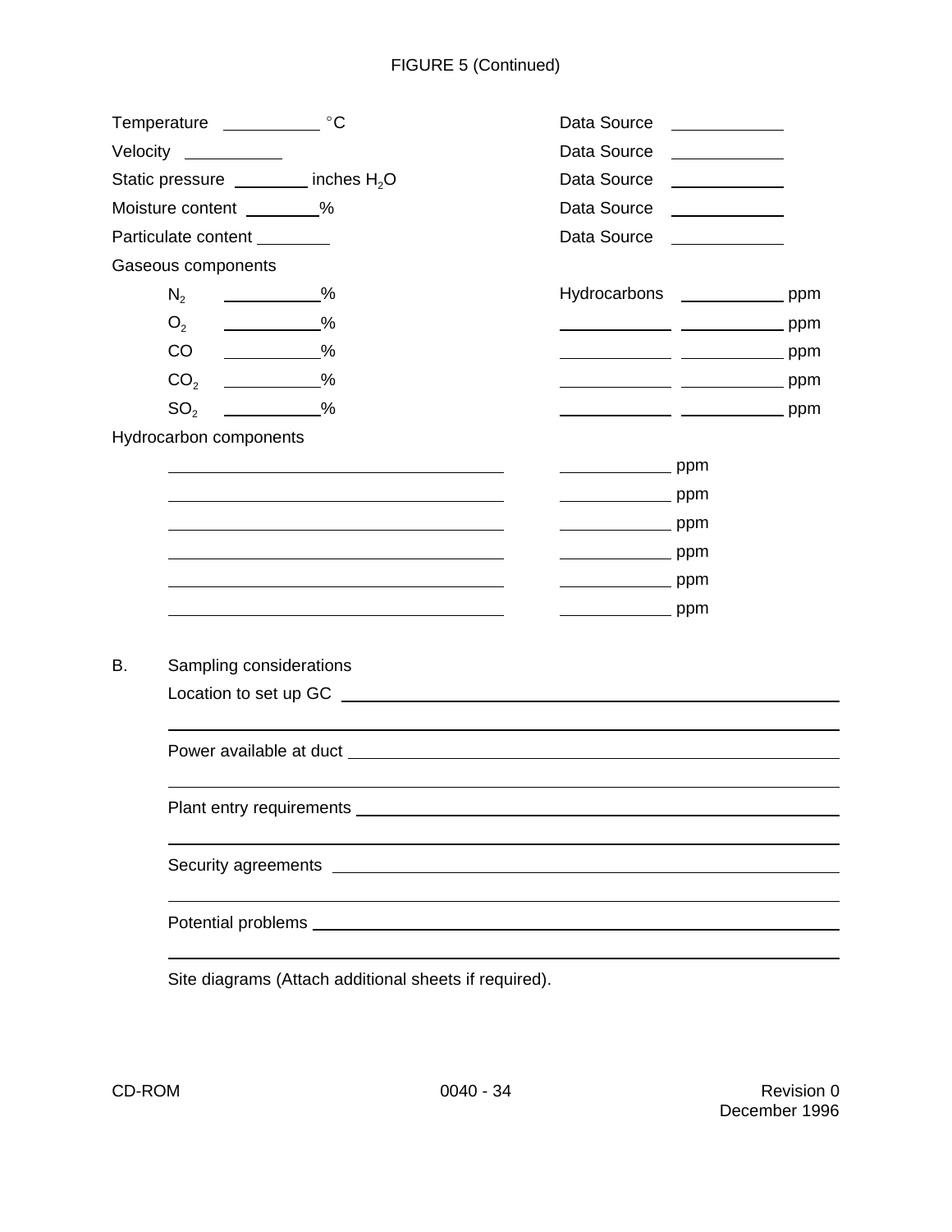FIGURE 5 (Continued)

Temperature ________ °C &nbsp;&nbsp;&nbsp;&nbsp; Data Source ________

Velocity ________ &nbsp;&nbsp;&nbsp;&nbsp; Data Source ________

Static pressure ________ inches $H_2O$ &nbsp;&nbsp;&nbsp;&nbsp; Data Source ________

Moisture content ________% &nbsp;&nbsp;&nbsp;&nbsp; Data Source ________

Particulate content ________ &nbsp;&nbsp;&nbsp;&nbsp; Data Source ________

Gaseous components

| | | | |
|---|---|---|---|
| $N_2$ | ________% | Hydrocarbons | ________ ppm |
| $O_2$ | ________% | ________ | ________ ppm |
| CO | ________% | ________ | ________ ppm |
| $CO_2$ | ________% | ________ | ________ ppm |
| $SO_2$ | ________% | ________ | ________ ppm |

Hydrocarbon components

| | |
|---|---|
| ____________________ | ________ ppm |
| ____________________ | ________ ppm |
| ____________________ | ________ ppm |
| ____________________ | ________ ppm |
| ____________________ | ________ ppm |
| ____________________ | ________ ppm |

B. Sampling considerations

Location to set up GC ________________________________________

________________________________________

Power available at duct ________________________________________

________________________________________

Plant entry requirements ________________________________________

________________________________________

Security agreements ________________________________________

________________________________________

Potential problems ________________________________________

________________________________________

Site diagrams (Attach additional sheets if required).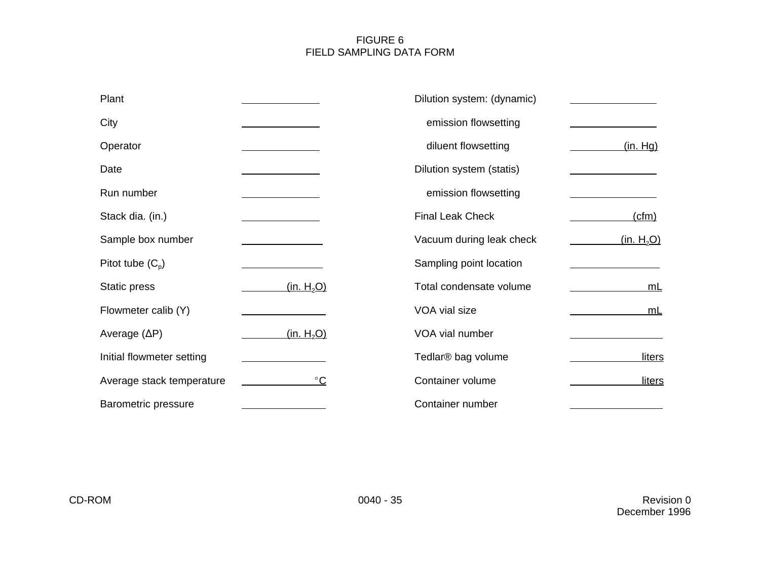# FIGURE 6
# FIELD SAMPLING DATA FORM

| Field | Value | Field | Value |
|---|---|---|---|
| Plant | ______ | Dilution system: (dynamic) | ______ |
| City | ______ | emission flowsetting | ______ |
| Operator | ______ | diluent flowsetting | ______ (in. Hg) |
| Date | ______ | Dilution system (statis) | ______ |
| Run number | ______ | emission flowsetting | ______ |
| Stack dia. (in.) | ______ | Final Leak Check | ______ (cfm) |
| Sample box number | ______ | Vacuum during leak check | ______ (in. $H_2O$) |
| Pitot tube ($C_p$) | ______ | Sampling point location | ______ |
| Static press | ______ (in. $H_2O$) | Total condensate volume | ______ mL |
| Flowmeter calib (Y) | ______ | VOA vial size | ______ mL |
| Average (ΔP) | ______ (in. $H_2O$) | VOA vial number | ______ |
| Initial flowmeter setting | ______ | Tedlar® bag volume | ______ liters |
| Average stack temperature | ______ °C | Container volume | ______ liters |
| Barometric pressure | ______ | Container number | ______ |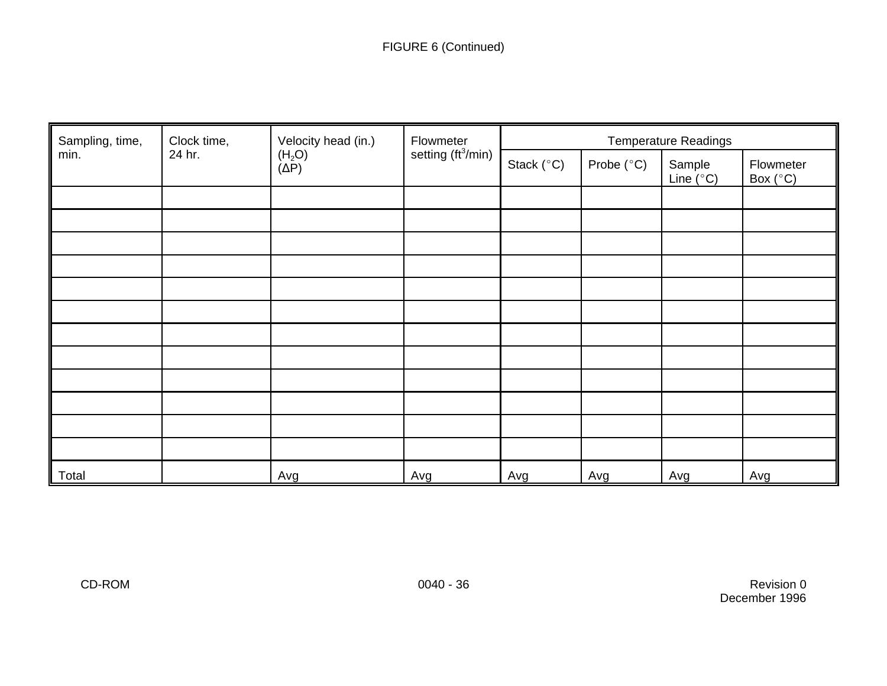FIGURE 6 (Continued)

| Sampling, time, min. | Clock time, 24 hr. | Velocity head (in.) ($H_2O$) ($\Delta P$) | Flowmeter setting ($ft^3$/min) | Temperature Readings | | | |
|---|---|---|---|---|---|---|---|
| | | | | Stack (°C) | Probe (°C) | Sample Line (°C) | Flowmeter Box (°C) |
| | | | | | | | |
| | | | | | | | |
| | | | | | | | |
| | | | | | | | |
| | | | | | | | |
| | | | | | | | |
| | | | | | | | |
| | | | | | | | |
| | | | | | | | |
| | | | | | | | |
| | | | | | | | |
| | | | | | | | |
| Total | | Avg | Avg | Avg | Avg | Avg | Avg |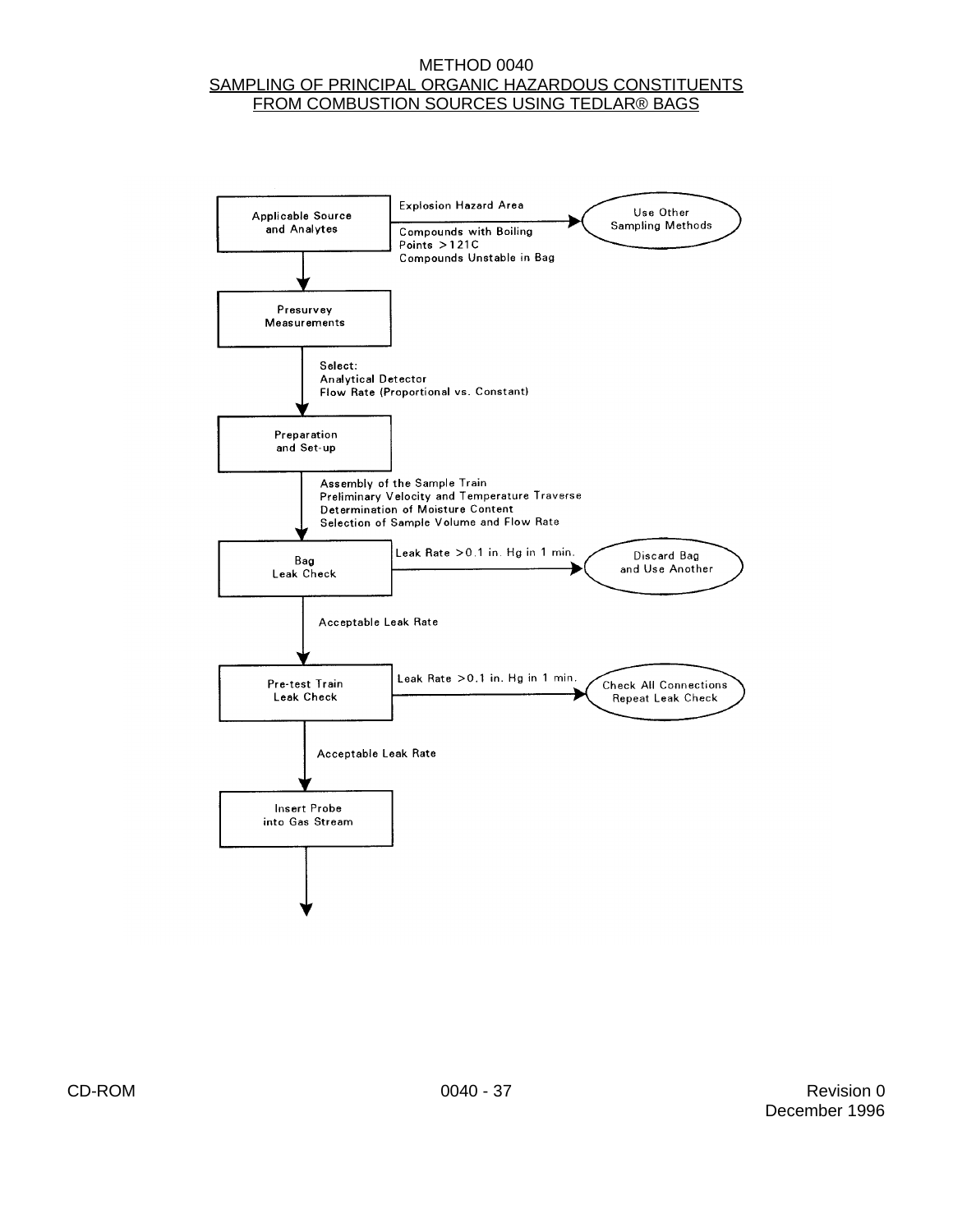# METHOD 0040

## SAMPLING OF PRINCIPAL ORGANIC HAZARDOUS CONSTITUENTS FROM COMBUSTION SOURCES USING TEDLAR® BAGS

Applicable Source and Analytes

→ Explosion Hazard Area / Compounds with Boiling Points >121C / Compounds Unstable in Bag → Use Other Sampling Methods

↓

Presurvey Measurements

↓ Select: Analytical Detector; Flow Rate (Proportional vs. Constant)

Preparation and Set-up

↓ Assembly of the Sample Train; Preliminary Velocity and Temperature Traverse; Determination of Moisture Content; Selection of Sample Volume and Flow Rate

Bag Leak Check

→ Leak Rate >0.1 in. Hg in 1 min. → Discard Bag and Use Another

↓ Acceptable Leak Rate

Pre-test Train Leak Check

→ Leak Rate >0.1 in. Hg in 1 min. → Check All Connections; Repeat Leak Check

↓ Acceptable Leak Rate

Insert Probe into Gas Stream

↓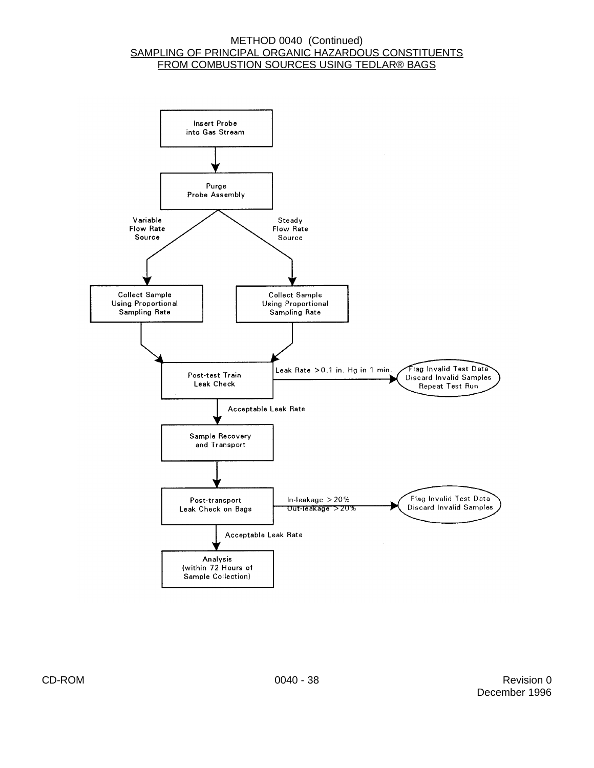METHOD 0040 (Continued)
SAMPLING OF PRINCIPAL ORGANIC HAZARDOUS CONSTITUENTS
FROM COMBUSTION SOURCES USING TEDLAR® BAGS

Insert Probe into Gas Stream

Purge Probe Assembly

Variable Flow Rate Source

Steady Flow Rate Source

Collect Sample Using Proportional Sampling Rate

Collect Sample Using Proportional Sampling Rate

Post-test Train Leak Check

Leak Rate >0.1 in. Hg in 1 min.

Flag Invalid Test Data
Discard Invalid Samples
Repeat Test Run

Acceptable Leak Rate

Sample Recovery and Transport

Post-transport Leak Check on Bags

In-leakage >20%
Out-leakage >20%

Flag Invalid Test Data
Discard Invalid Samples

Acceptable Leak Rate

Analysis
(within 72 Hours of Sample Collection)